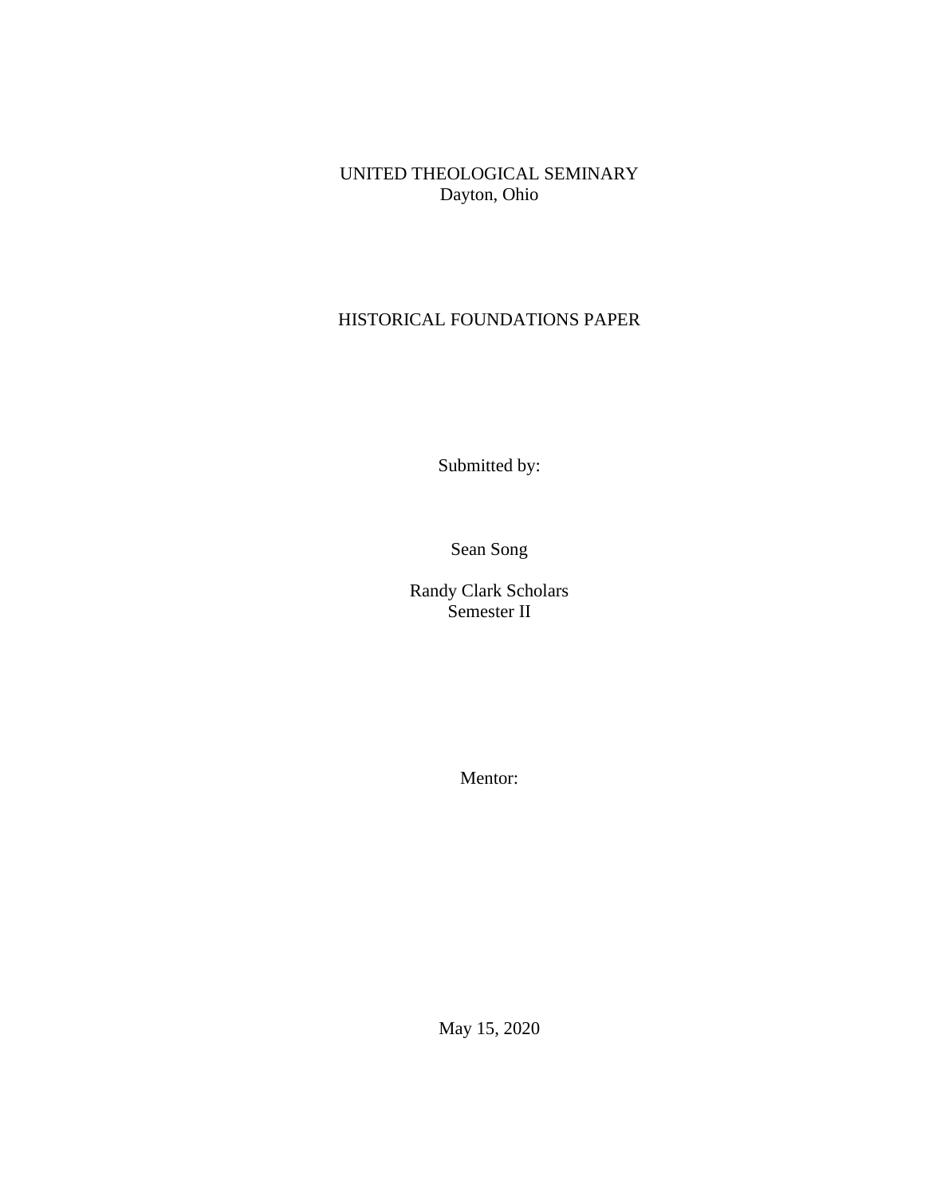UNITED THEOLOGICAL SEMINARY
Dayton, Ohio

HISTORICAL FOUNDATIONS PAPER

Submitted by:

Sean Song

Randy Clark Scholars
Semester II

Mentor:

May 15, 2020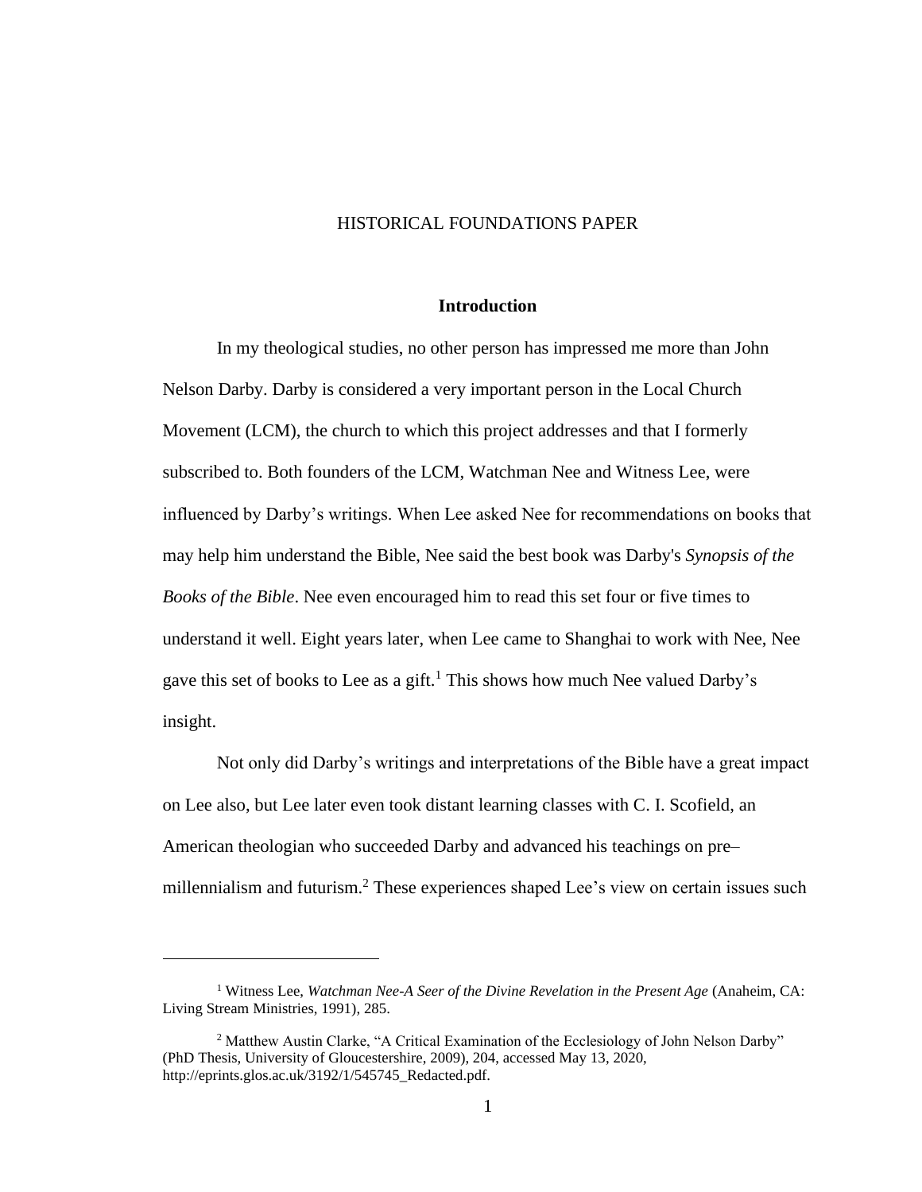HISTORICAL FOUNDATIONS PAPER

## Introduction

In my theological studies, no other person has impressed me more than John Nelson Darby. Darby is considered a very important person in the Local Church Movement (LCM), the church to which this project addresses and that I formerly subscribed to. Both founders of the LCM, Watchman Nee and Witness Lee, were influenced by Darby's writings. When Lee asked Nee for recommendations on books that may help him understand the Bible, Nee said the best book was Darby's *Synopsis of the Books of the Bible*. Nee even encouraged him to read this set four or five times to understand it well. Eight years later, when Lee came to Shanghai to work with Nee, Nee gave this set of books to Lee as a gift.[1] This shows how much Nee valued Darby's insight.

Not only did Darby's writings and interpretations of the Bible have a great impact on Lee also, but Lee later even took distant learning classes with C. I. Scofield, an American theologian who succeeded Darby and advanced his teachings on pre–millennialism and futurism.[2] These experiences shaped Lee's view on certain issues such

---

[1] Witness Lee, *Watchman Nee-A Seer of the Divine Revelation in the Present Age* (Anaheim, CA: Living Stream Ministries, 1991), 285.

[2] Matthew Austin Clarke, "A Critical Examination of the Ecclesiology of John Nelson Darby" (PhD Thesis, University of Gloucestershire, 2009), 204, accessed May 13, 2020, http://eprints.glos.ac.uk/3192/1/545745_Redacted.pdf.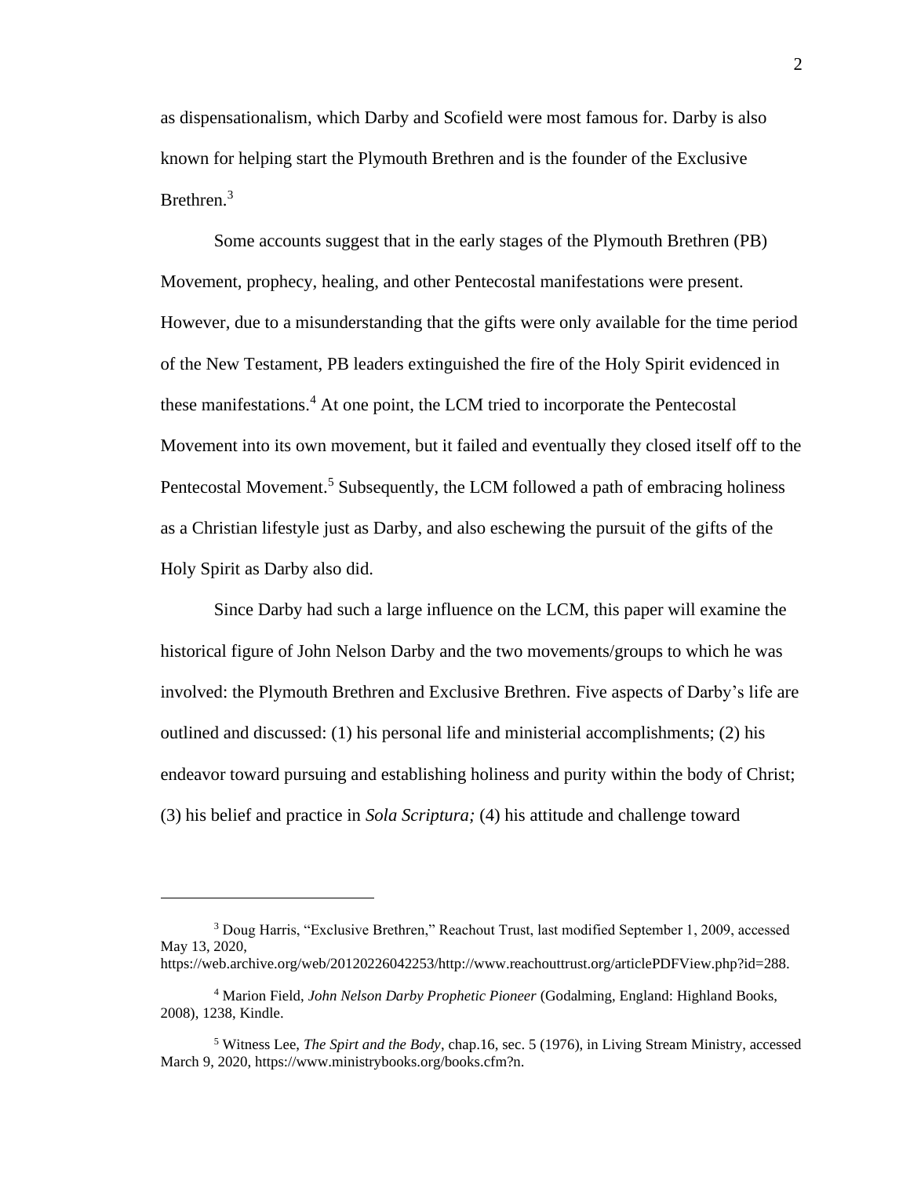as dispensationalism, which Darby and Scofield were most famous for. Darby is also known for helping start the Plymouth Brethren and is the founder of the Exclusive Brethren.[3]

Some accounts suggest that in the early stages of the Plymouth Brethren (PB) Movement, prophecy, healing, and other Pentecostal manifestations were present. However, due to a misunderstanding that the gifts were only available for the time period of the New Testament, PB leaders extinguished the fire of the Holy Spirit evidenced in these manifestations.[4] At one point, the LCM tried to incorporate the Pentecostal Movement into its own movement, but it failed and eventually they closed itself off to the Pentecostal Movement.[5] Subsequently, the LCM followed a path of embracing holiness as a Christian lifestyle just as Darby, and also eschewing the pursuit of the gifts of the Holy Spirit as Darby also did.

Since Darby had such a large influence on the LCM, this paper will examine the historical figure of John Nelson Darby and the two movements/groups to which he was involved: the Plymouth Brethren and Exclusive Brethren. Five aspects of Darby's life are outlined and discussed: (1) his personal life and ministerial accomplishments; (2) his endeavor toward pursuing and establishing holiness and purity within the body of Christ; (3) his belief and practice in *Sola Scriptura;* (4) his attitude and challenge toward

---

[3] Doug Harris, "Exclusive Brethren," Reachout Trust, last modified September 1, 2009, accessed May 13, 2020, https://web.archive.org/web/20120226042253/http://www.reachouttrust.org/articlePDFView.php?id=288.

[4] Marion Field, *John Nelson Darby Prophetic Pioneer* (Godalming, England: Highland Books, 2008), 1238, Kindle.

[5] Witness Lee, *The Spirt and the Body*, chap.16, sec. 5 (1976), in Living Stream Ministry, accessed March 9, 2020, https://www.ministrybooks.org/books.cfm?n.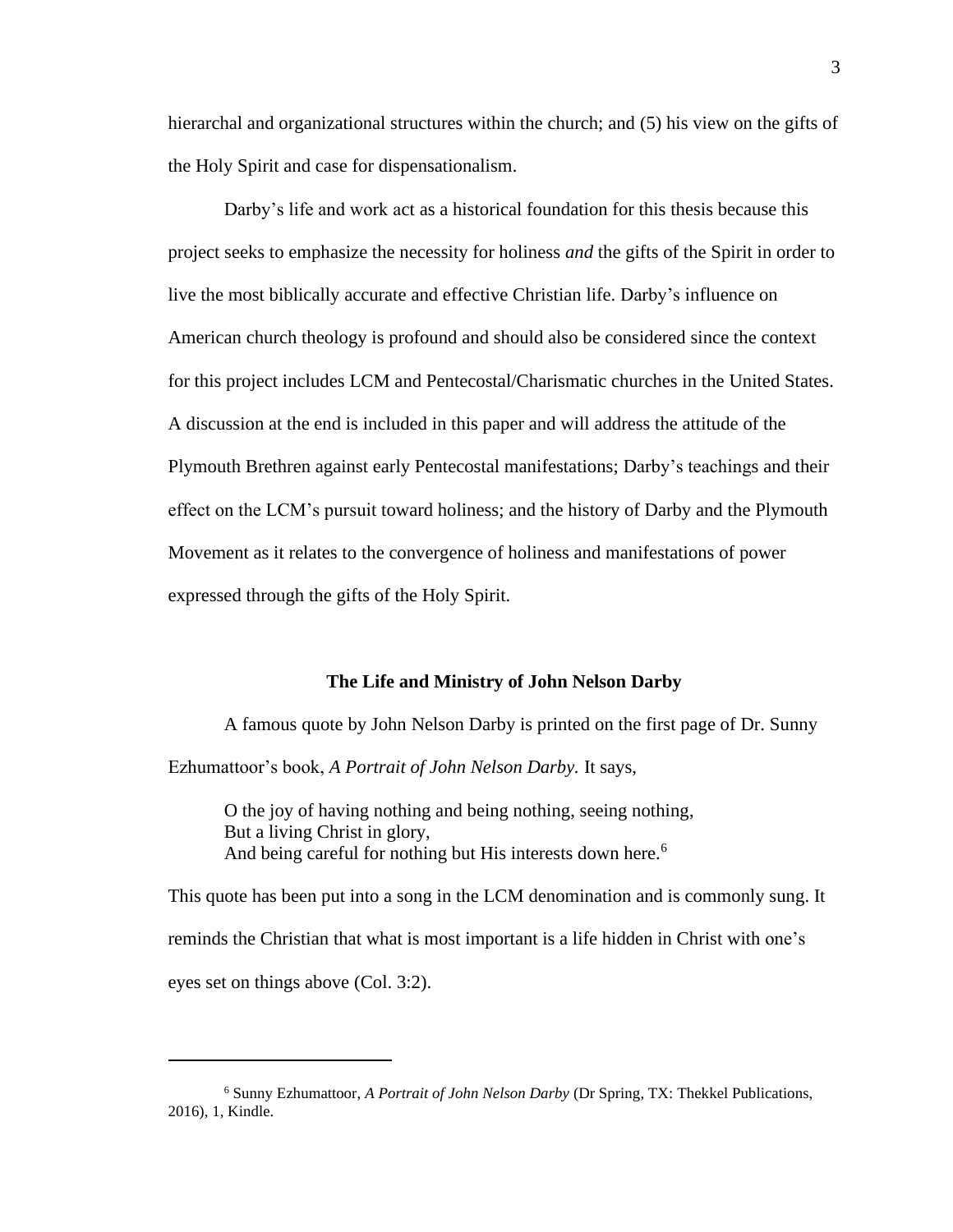hierarchal and organizational structures within the church; and (5) his view on the gifts of the Holy Spirit and case for dispensationalism.

Darby's life and work act as a historical foundation for this thesis because this project seeks to emphasize the necessity for holiness *and* the gifts of the Spirit in order to live the most biblically accurate and effective Christian life. Darby's influence on American church theology is profound and should also be considered since the context for this project includes LCM and Pentecostal/Charismatic churches in the United States. A discussion at the end is included in this paper and will address the attitude of the Plymouth Brethren against early Pentecostal manifestations; Darby's teachings and their effect on the LCM's pursuit toward holiness; and the history of Darby and the Plymouth Movement as it relates to the convergence of holiness and manifestations of power expressed through the gifts of the Holy Spirit.

## The Life and Ministry of John Nelson Darby

A famous quote by John Nelson Darby is printed on the first page of Dr. Sunny Ezhumattoor's book, *A Portrait of John Nelson Darby.* It says,

> O the joy of having nothing and being nothing, seeing nothing,
> But a living Christ in glory,
> And being careful for nothing but His interests down here.[6]

This quote has been put into a song in the LCM denomination and is commonly sung. It reminds the Christian that what is most important is a life hidden in Christ with one's eyes set on things above (Col. 3:2).

---

[6] Sunny Ezhumattoor, *A Portrait of John Nelson Darby* (Dr Spring, TX: Thekkel Publications, 2016), 1, Kindle.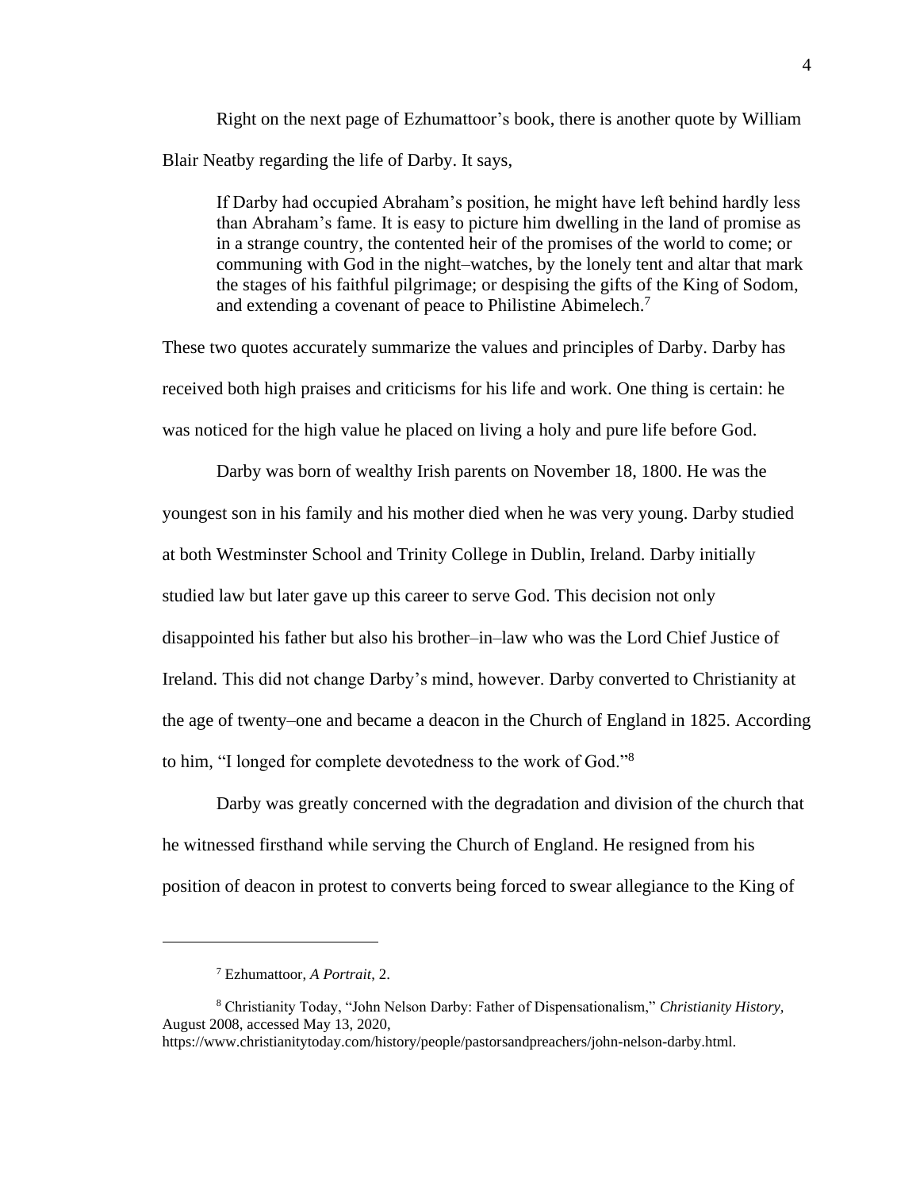Right on the next page of Ezhumattoor's book, there is another quote by William Blair Neatby regarding the life of Darby. It says,

> If Darby had occupied Abraham's position, he might have left behind hardly less than Abraham's fame. It is easy to picture him dwelling in the land of promise as in a strange country, the contented heir of the promises of the world to come; or communing with God in the night–watches, by the lonely tent and altar that mark the stages of his faithful pilgrimage; or despising the gifts of the King of Sodom, and extending a covenant of peace to Philistine Abimelech.[7]

These two quotes accurately summarize the values and principles of Darby. Darby has received both high praises and criticisms for his life and work. One thing is certain: he was noticed for the high value he placed on living a holy and pure life before God.

Darby was born of wealthy Irish parents on November 18, 1800. He was the youngest son in his family and his mother died when he was very young. Darby studied at both Westminster School and Trinity College in Dublin, Ireland. Darby initially studied law but later gave up this career to serve God. This decision not only disappointed his father but also his brother–in–law who was the Lord Chief Justice of Ireland. This did not change Darby's mind, however. Darby converted to Christianity at the age of twenty–one and became a deacon in the Church of England in 1825. According to him, "I longed for complete devotedness to the work of God."[8]

Darby was greatly concerned with the degradation and division of the church that he witnessed firsthand while serving the Church of England. He resigned from his position of deacon in protest to converts being forced to swear allegiance to the King of

---

[7] Ezhumattoor, *A Portrait*, 2.

[8] Christianity Today, "John Nelson Darby: Father of Dispensationalism," *Christianity History,* August 2008, accessed May 13, 2020, https://www.christianitytoday.com/history/people/pastorsandpreachers/john-nelson-darby.html.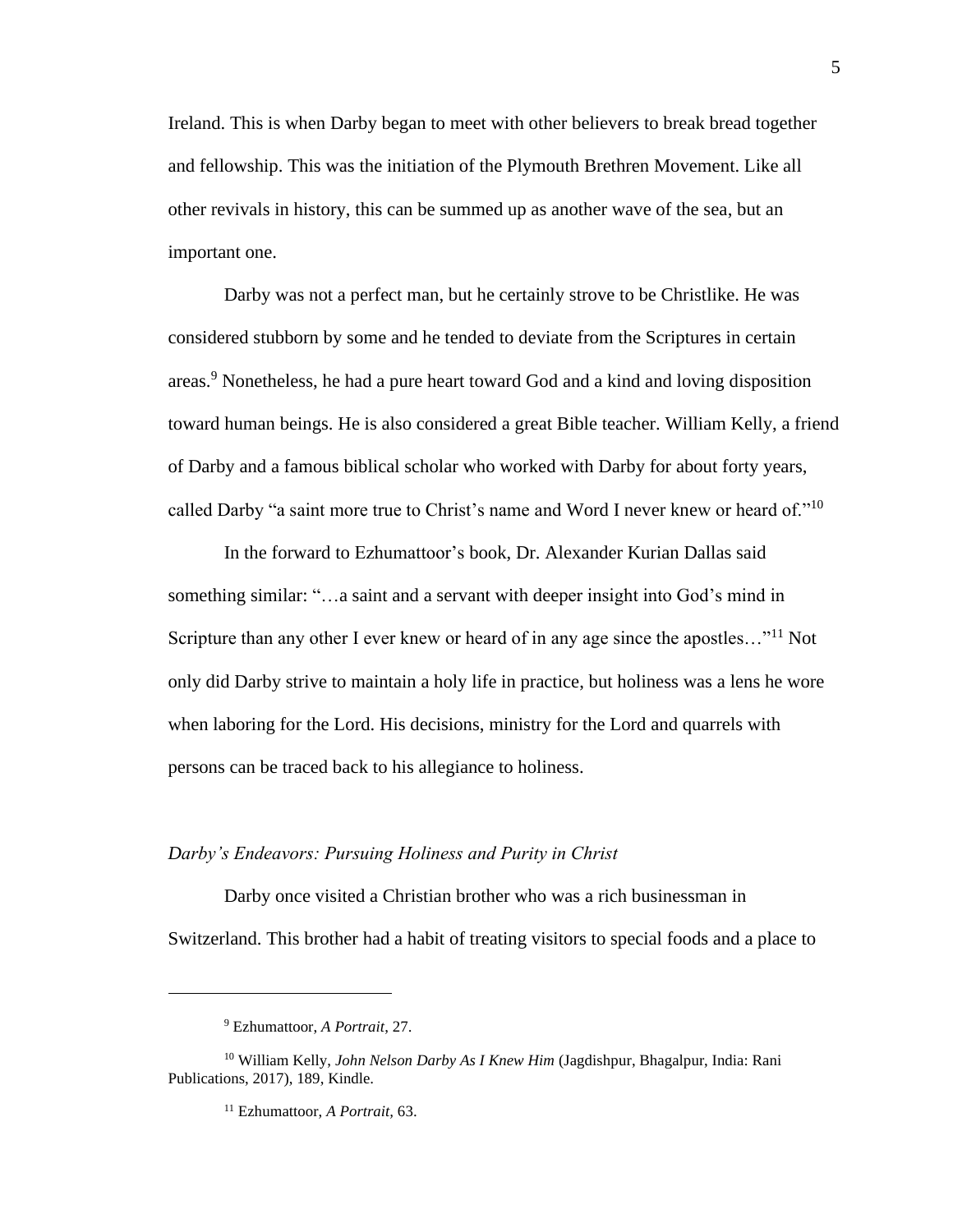Ireland. This is when Darby began to meet with other believers to break bread together and fellowship. This was the initiation of the Plymouth Brethren Movement. Like all other revivals in history, this can be summed up as another wave of the sea, but an important one.

Darby was not a perfect man, but he certainly strove to be Christlike. He was considered stubborn by some and he tended to deviate from the Scriptures in certain areas.[9] Nonetheless, he had a pure heart toward God and a kind and loving disposition toward human beings. He is also considered a great Bible teacher. William Kelly, a friend of Darby and a famous biblical scholar who worked with Darby for about forty years, called Darby "a saint more true to Christ's name and Word I never knew or heard of."[10]

In the forward to Ezhumattoor's book, Dr. Alexander Kurian Dallas said something similar: "…a saint and a servant with deeper insight into God's mind in Scripture than any other I ever knew or heard of in any age since the apostles…"[11] Not only did Darby strive to maintain a holy life in practice, but holiness was a lens he wore when laboring for the Lord. His decisions, ministry for the Lord and quarrels with persons can be traced back to his allegiance to holiness.

### *Darby's Endeavors: Pursuing Holiness and Purity in Christ*

Darby once visited a Christian brother who was a rich businessman in Switzerland. This brother had a habit of treating visitors to special foods and a place to

---

[9] Ezhumattoor, *A Portrait*, 27.

[10] William Kelly, *John Nelson Darby As I Knew Him* (Jagdishpur, Bhagalpur, India: Rani Publications, 2017), 189, Kindle.

[11] Ezhumattoor, *A Portrait,* 63.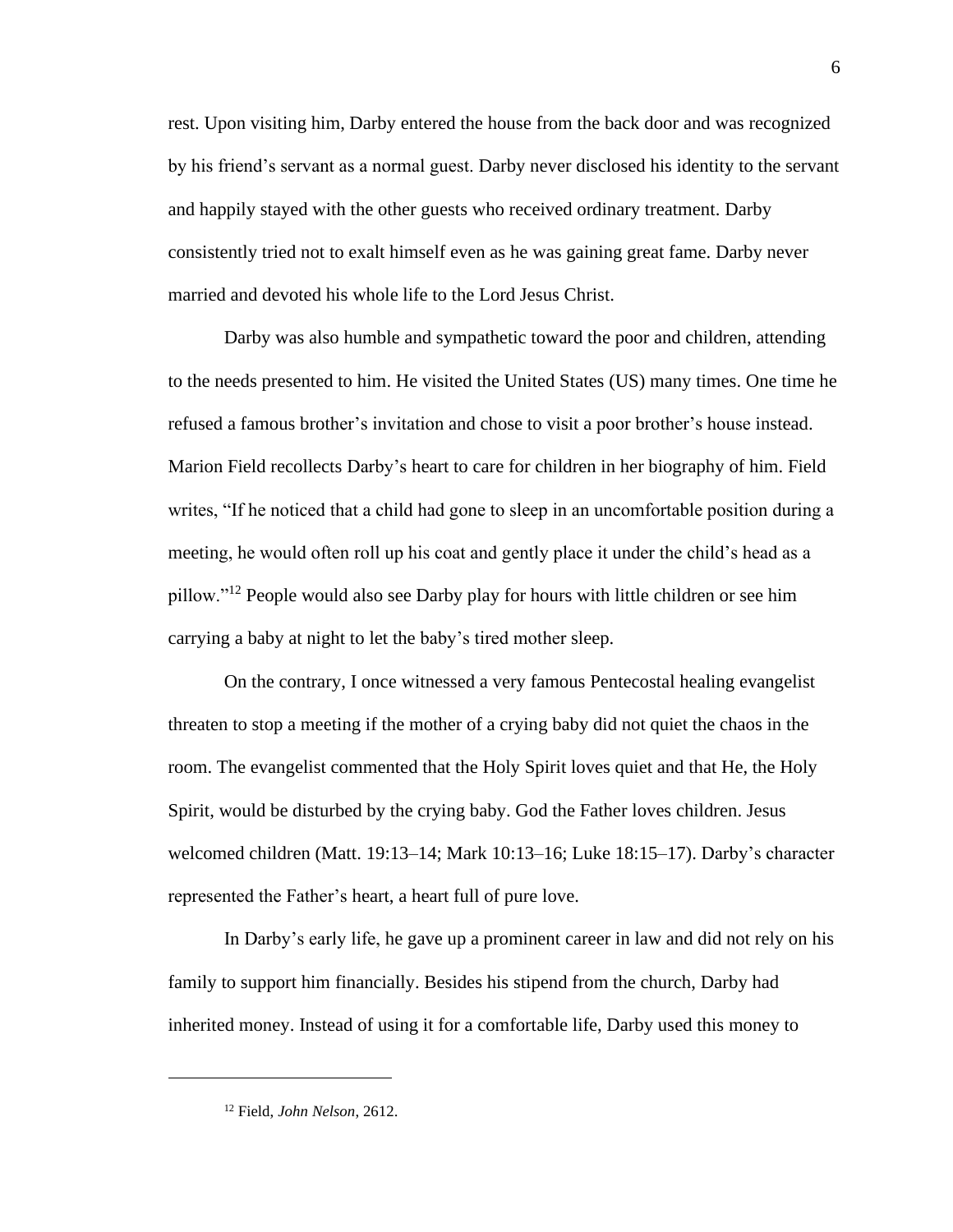rest. Upon visiting him, Darby entered the house from the back door and was recognized by his friend's servant as a normal guest. Darby never disclosed his identity to the servant and happily stayed with the other guests who received ordinary treatment. Darby consistently tried not to exalt himself even as he was gaining great fame. Darby never married and devoted his whole life to the Lord Jesus Christ.

Darby was also humble and sympathetic toward the poor and children, attending to the needs presented to him. He visited the United States (US) many times. One time he refused a famous brother's invitation and chose to visit a poor brother's house instead. Marion Field recollects Darby's heart to care for children in her biography of him. Field writes, "If he noticed that a child had gone to sleep in an uncomfortable position during a meeting, he would often roll up his coat and gently place it under the child's head as a pillow."[12] People would also see Darby play for hours with little children or see him carrying a baby at night to let the baby's tired mother sleep.

On the contrary, I once witnessed a very famous Pentecostal healing evangelist threaten to stop a meeting if the mother of a crying baby did not quiet the chaos in the room. The evangelist commented that the Holy Spirit loves quiet and that He, the Holy Spirit, would be disturbed by the crying baby. God the Father loves children. Jesus welcomed children (Matt. 19:13–14; Mark 10:13–16; Luke 18:15–17). Darby's character represented the Father's heart, a heart full of pure love.

In Darby's early life, he gave up a prominent career in law and did not rely on his family to support him financially. Besides his stipend from the church, Darby had inherited money. Instead of using it for a comfortable life, Darby used this money to

---

[12] Field, *John Nelson*, 2612.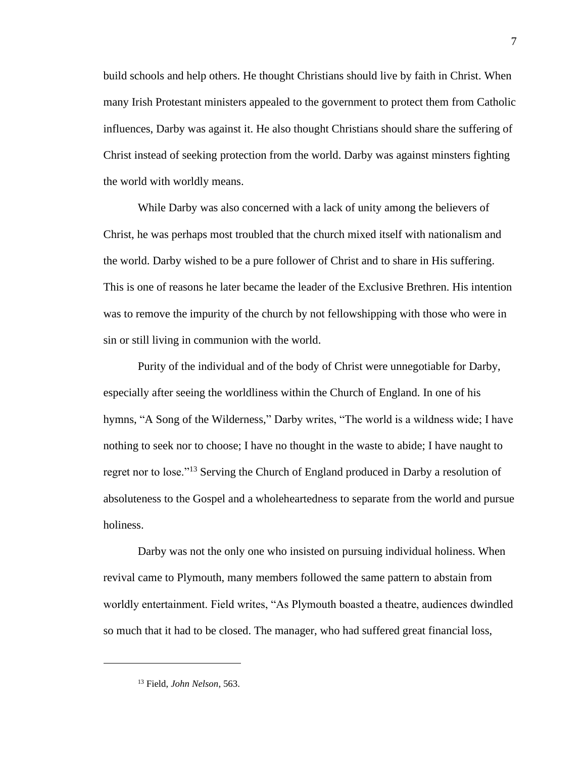build schools and help others. He thought Christians should live by faith in Christ. When many Irish Protestant ministers appealed to the government to protect them from Catholic influences, Darby was against it. He also thought Christians should share the suffering of Christ instead of seeking protection from the world. Darby was against minsters fighting the world with worldly means.

While Darby was also concerned with a lack of unity among the believers of Christ, he was perhaps most troubled that the church mixed itself with nationalism and the world. Darby wished to be a pure follower of Christ and to share in His suffering. This is one of reasons he later became the leader of the Exclusive Brethren. His intention was to remove the impurity of the church by not fellowshipping with those who were in sin or still living in communion with the world.

Purity of the individual and of the body of Christ were unnegotiable for Darby, especially after seeing the worldliness within the Church of England. In one of his hymns, "A Song of the Wilderness," Darby writes, "The world is a wildness wide; I have nothing to seek nor to choose; I have no thought in the waste to abide; I have naught to regret nor to lose."[13] Serving the Church of England produced in Darby a resolution of absoluteness to the Gospel and a wholeheartedness to separate from the world and pursue holiness.

Darby was not the only one who insisted on pursuing individual holiness. When revival came to Plymouth, many members followed the same pattern to abstain from worldly entertainment. Field writes, "As Plymouth boasted a theatre, audiences dwindled so much that it had to be closed. The manager, who had suffered great financial loss,

---

[13] Field, *John Nelson*, 563.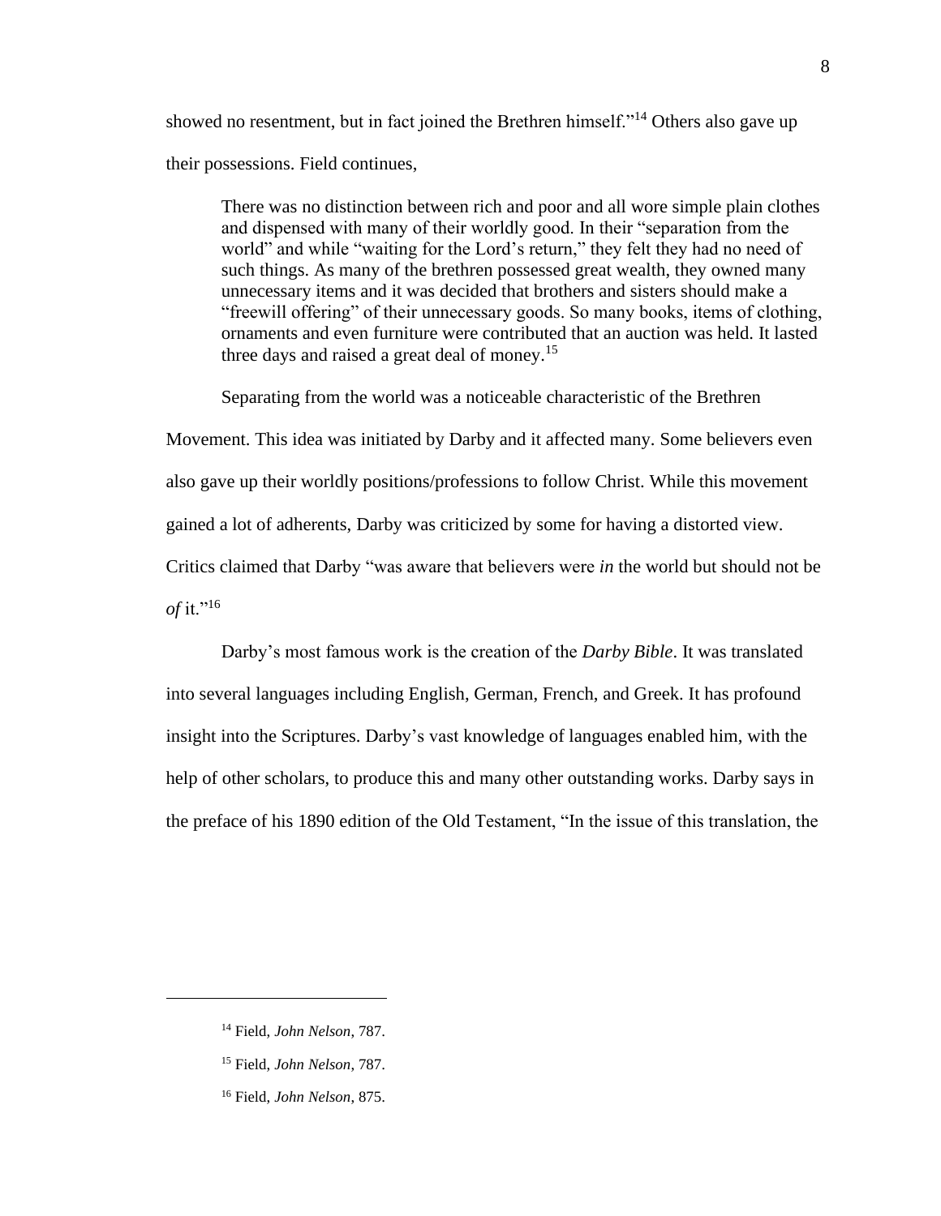showed no resentment, but in fact joined the Brethren himself."[14] Others also gave up their possessions. Field continues,

> There was no distinction between rich and poor and all wore simple plain clothes and dispensed with many of their worldly good. In their "separation from the world" and while "waiting for the Lord's return," they felt they had no need of such things. As many of the brethren possessed great wealth, they owned many unnecessary items and it was decided that brothers and sisters should make a "freewill offering" of their unnecessary goods. So many books, items of clothing, ornaments and even furniture were contributed that an auction was held. It lasted three days and raised a great deal of money.[15]

Separating from the world was a noticeable characteristic of the Brethren Movement. This idea was initiated by Darby and it affected many. Some believers even also gave up their worldly positions/professions to follow Christ. While this movement gained a lot of adherents, Darby was criticized by some for having a distorted view. Critics claimed that Darby "was aware that believers were *in* the world but should not be *of* it."[16]

Darby's most famous work is the creation of the *Darby Bible*. It was translated into several languages including English, German, French, and Greek. It has profound insight into the Scriptures. Darby's vast knowledge of languages enabled him, with the help of other scholars, to produce this and many other outstanding works. Darby says in the preface of his 1890 edition of the Old Testament, "In the issue of this translation, the

---

[14] Field, *John Nelson*, 787.

[15] Field, *John Nelson*, 787.

[16] Field, *John Nelson*, 875.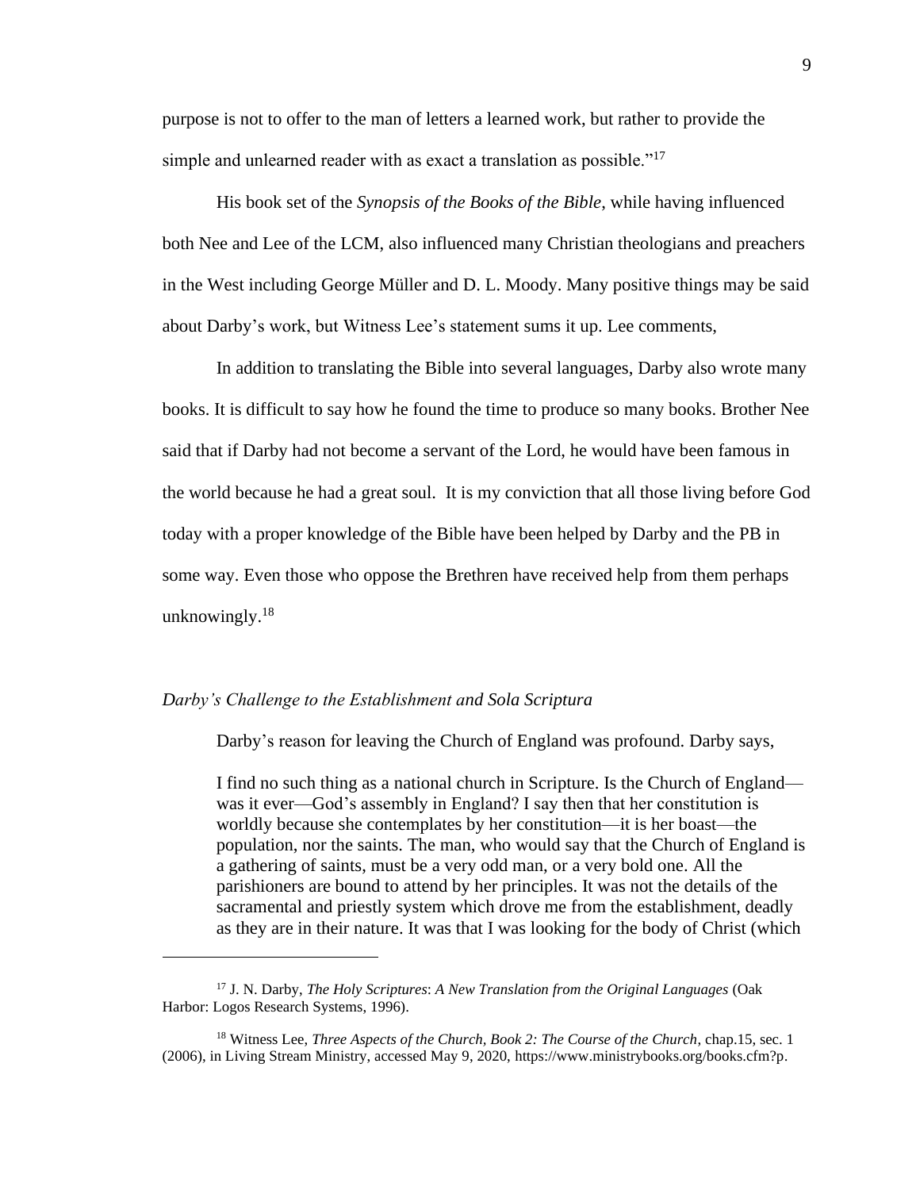purpose is not to offer to the man of letters a learned work, but rather to provide the simple and unlearned reader with as exact a translation as possible."[17]

His book set of the *Synopsis of the Books of the Bible*, while having influenced both Nee and Lee of the LCM, also influenced many Christian theologians and preachers in the West including George Müller and D. L. Moody. Many positive things may be said about Darby's work, but Witness Lee's statement sums it up. Lee comments,

> In addition to translating the Bible into several languages, Darby also wrote many books. It is difficult to say how he found the time to produce so many books. Brother Nee said that if Darby had not become a servant of the Lord, he would have been famous in the world because he had a great soul. It is my conviction that all those living before God today with a proper knowledge of the Bible have been helped by Darby and the PB in some way. Even those who oppose the Brethren have received help from them perhaps unknowingly.[18]

### *Darby's Challenge to the Establishment and Sola Scriptura*

Darby's reason for leaving the Church of England was profound. Darby says,

> I find no such thing as a national church in Scripture. Is the Church of England—was it ever—God's assembly in England? I say then that her constitution is worldly because she contemplates by her constitution—it is her boast—the population, nor the saints. The man, who would say that the Church of England is a gathering of saints, must be a very odd man, or a very bold one. All the parishioners are bound to attend by her principles. It was not the details of the sacramental and priestly system which drove me from the establishment, deadly as they are in their nature. It was that I was looking for the body of Christ (which

---

[17] J. N. Darby, *The Holy Scriptures*: *A New Translation from the Original Languages* (Oak Harbor: Logos Research Systems, 1996).

[18] Witness Lee, *Three Aspects of the Church, Book 2: The Course of the Church*, chap.15, sec. 1 (2006), in Living Stream Ministry, accessed May 9, 2020, https://www.ministrybooks.org/books.cfm?p.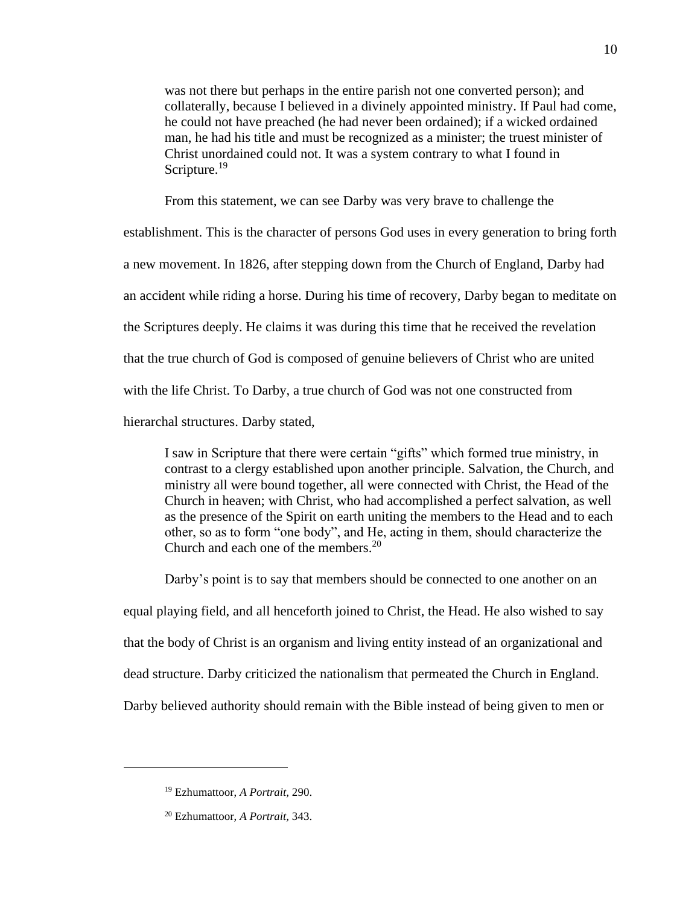> was not there but perhaps in the entire parish not one converted person); and collaterally, because I believed in a divinely appointed ministry. If Paul had come, he could not have preached (he had never been ordained); if a wicked ordained man, he had his title and must be recognized as a minister; the truest minister of Christ unordained could not. It was a system contrary to what I found in Scripture.[19]

From this statement, we can see Darby was very brave to challenge the establishment. This is the character of persons God uses in every generation to bring forth a new movement. In 1826, after stepping down from the Church of England, Darby had an accident while riding a horse. During his time of recovery, Darby began to meditate on the Scriptures deeply. He claims it was during this time that he received the revelation that the true church of God is composed of genuine believers of Christ who are united with the life Christ. To Darby, a true church of God was not one constructed from hierarchal structures. Darby stated,

> I saw in Scripture that there were certain "gifts" which formed true ministry, in contrast to a clergy established upon another principle. Salvation, the Church, and ministry all were bound together, all were connected with Christ, the Head of the Church in heaven; with Christ, who had accomplished a perfect salvation, as well as the presence of the Spirit on earth uniting the members to the Head and to each other, so as to form "one body", and He, acting in them, should characterize the Church and each one of the members.[20]

Darby's point is to say that members should be connected to one another on an equal playing field, and all henceforth joined to Christ, the Head. He also wished to say that the body of Christ is an organism and living entity instead of an organizational and dead structure. Darby criticized the nationalism that permeated the Church in England. Darby believed authority should remain with the Bible instead of being given to men or

---

[19] Ezhumattoor, *A Portrait,* 290.

[20] Ezhumattoor, *A Portrait,* 343.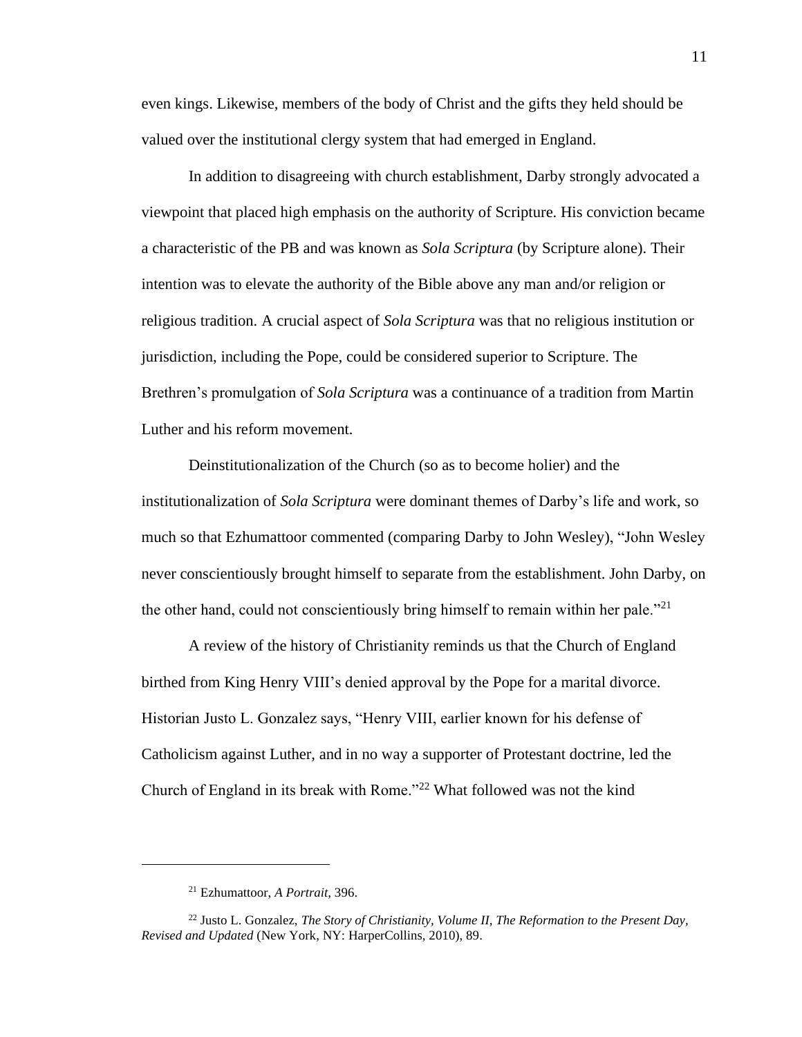even kings. Likewise, members of the body of Christ and the gifts they held should be valued over the institutional clergy system that had emerged in England.

In addition to disagreeing with church establishment, Darby strongly advocated a viewpoint that placed high emphasis on the authority of Scripture. His conviction became a characteristic of the PB and was known as *Sola Scriptura* (by Scripture alone). Their intention was to elevate the authority of the Bible above any man and/or religion or religious tradition. A crucial aspect of *Sola Scriptura* was that no religious institution or jurisdiction, including the Pope, could be considered superior to Scripture. The Brethren's promulgation of *Sola Scriptura* was a continuance of a tradition from Martin Luther and his reform movement.

Deinstitutionalization of the Church (so as to become holier) and the institutionalization of *Sola Scriptura* were dominant themes of Darby's life and work, so much so that Ezhumattoor commented (comparing Darby to John Wesley), "John Wesley never conscientiously brought himself to separate from the establishment. John Darby, on the other hand, could not conscientiously bring himself to remain within her pale."[21]

A review of the history of Christianity reminds us that the Church of England birthed from King Henry VIII's denied approval by the Pope for a marital divorce. Historian Justo L. Gonzalez says, "Henry VIII, earlier known for his defense of Catholicism against Luther, and in no way a supporter of Protestant doctrine, led the Church of England in its break with Rome."[22] What followed was not the kind

---

[21] Ezhumattoor, *A Portrait*, 396.

[22] Justo L. Gonzalez, *The Story of Christianity, Volume II, The Reformation to the Present Day, Revised and Updated* (New York, NY: HarperCollins, 2010), 89.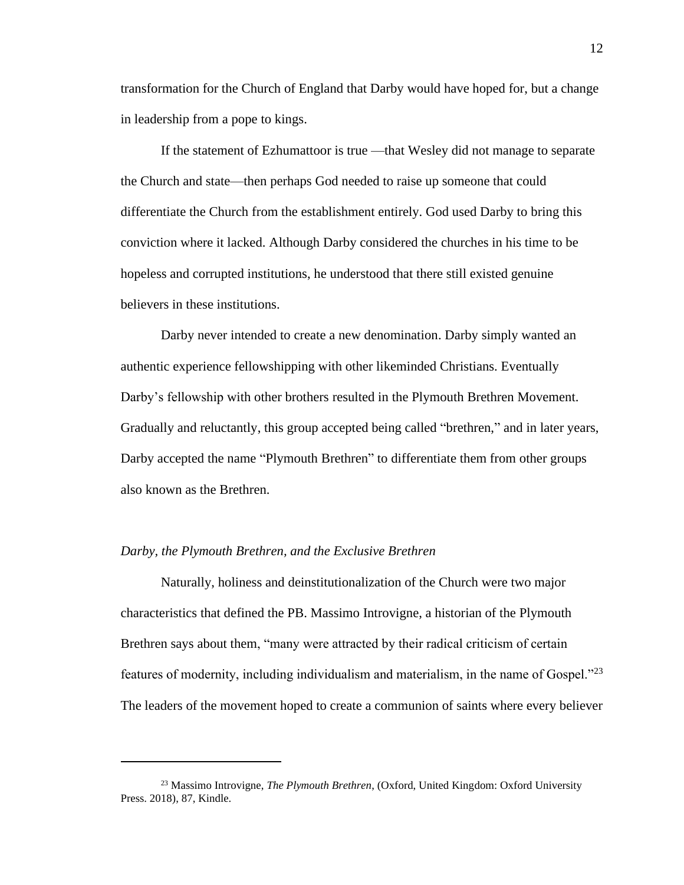transformation for the Church of England that Darby would have hoped for, but a change in leadership from a pope to kings.

If the statement of Ezhumattoor is true —that Wesley did not manage to separate the Church and state—then perhaps God needed to raise up someone that could differentiate the Church from the establishment entirely. God used Darby to bring this conviction where it lacked. Although Darby considered the churches in his time to be hopeless and corrupted institutions, he understood that there still existed genuine believers in these institutions.

Darby never intended to create a new denomination. Darby simply wanted an authentic experience fellowshipping with other likeminded Christians. Eventually Darby's fellowship with other brothers resulted in the Plymouth Brethren Movement. Gradually and reluctantly, this group accepted being called "brethren," and in later years, Darby accepted the name "Plymouth Brethren" to differentiate them from other groups also known as the Brethren.

### *Darby, the Plymouth Brethren, and the Exclusive Brethren*

Naturally, holiness and deinstitutionalization of the Church were two major characteristics that defined the PB. Massimo Introvigne, a historian of the Plymouth Brethren says about them, "many were attracted by their radical criticism of certain features of modernity, including individualism and materialism, in the name of Gospel."[23] The leaders of the movement hoped to create a communion of saints where every believer

---

[23] Massimo Introvigne, *The Plymouth Brethren*, (Oxford, United Kingdom: Oxford University Press. 2018), 87, Kindle.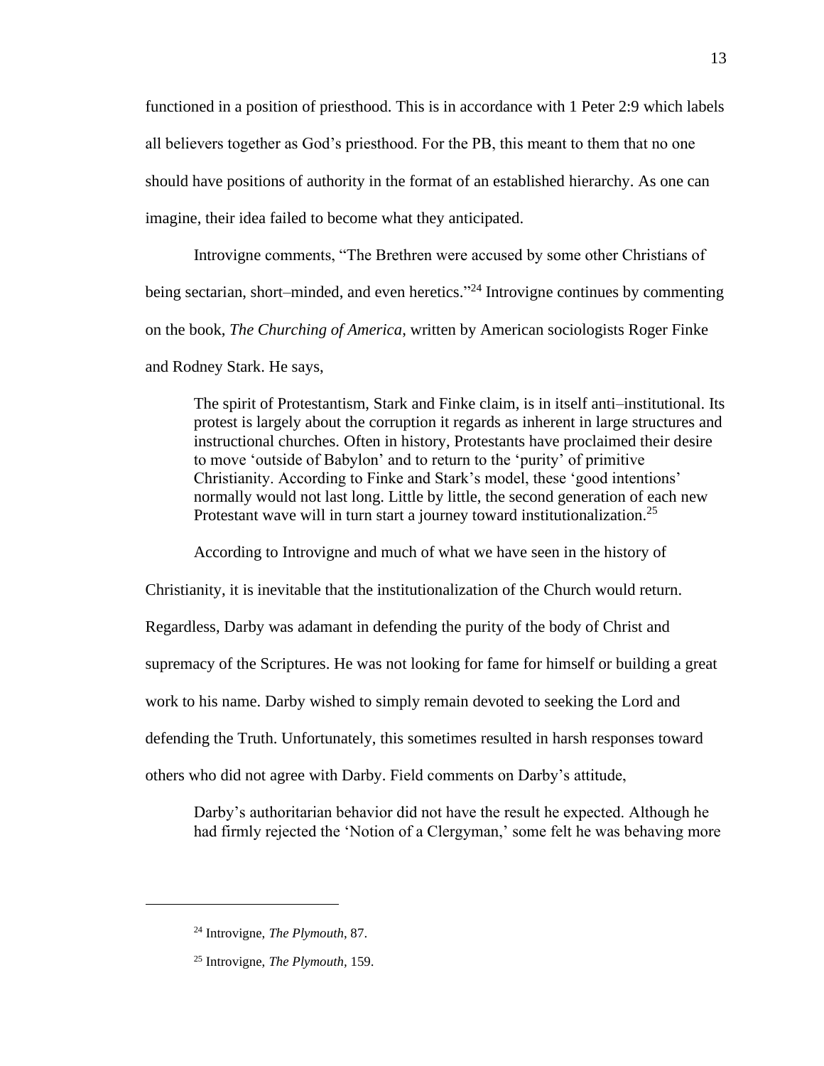functioned in a position of priesthood. This is in accordance with 1 Peter 2:9 which labels all believers together as God's priesthood. For the PB, this meant to them that no one should have positions of authority in the format of an established hierarchy. As one can imagine, their idea failed to become what they anticipated.

Introvigne comments, "The Brethren were accused by some other Christians of being sectarian, short–minded, and even heretics."[24] Introvigne continues by commenting on the book, *The Churching of America*, written by American sociologists Roger Finke and Rodney Stark. He says,

> The spirit of Protestantism, Stark and Finke claim, is in itself anti–institutional. Its protest is largely about the corruption it regards as inherent in large structures and instructional churches. Often in history, Protestants have proclaimed their desire to move 'outside of Babylon' and to return to the 'purity' of primitive Christianity. According to Finke and Stark's model, these 'good intentions' normally would not last long. Little by little, the second generation of each new Protestant wave will in turn start a journey toward institutionalization.[25]

According to Introvigne and much of what we have seen in the history of Christianity, it is inevitable that the institutionalization of the Church would return. Regardless, Darby was adamant in defending the purity of the body of Christ and supremacy of the Scriptures. He was not looking for fame for himself or building a great work to his name. Darby wished to simply remain devoted to seeking the Lord and defending the Truth. Unfortunately, this sometimes resulted in harsh responses toward others who did not agree with Darby. Field comments on Darby's attitude,

> Darby's authoritarian behavior did not have the result he expected. Although he had firmly rejected the 'Notion of a Clergyman,' some felt he was behaving more

---

[24] Introvigne, *The Plymouth*, 87.

[25] Introvigne, *The Plymouth*, 159.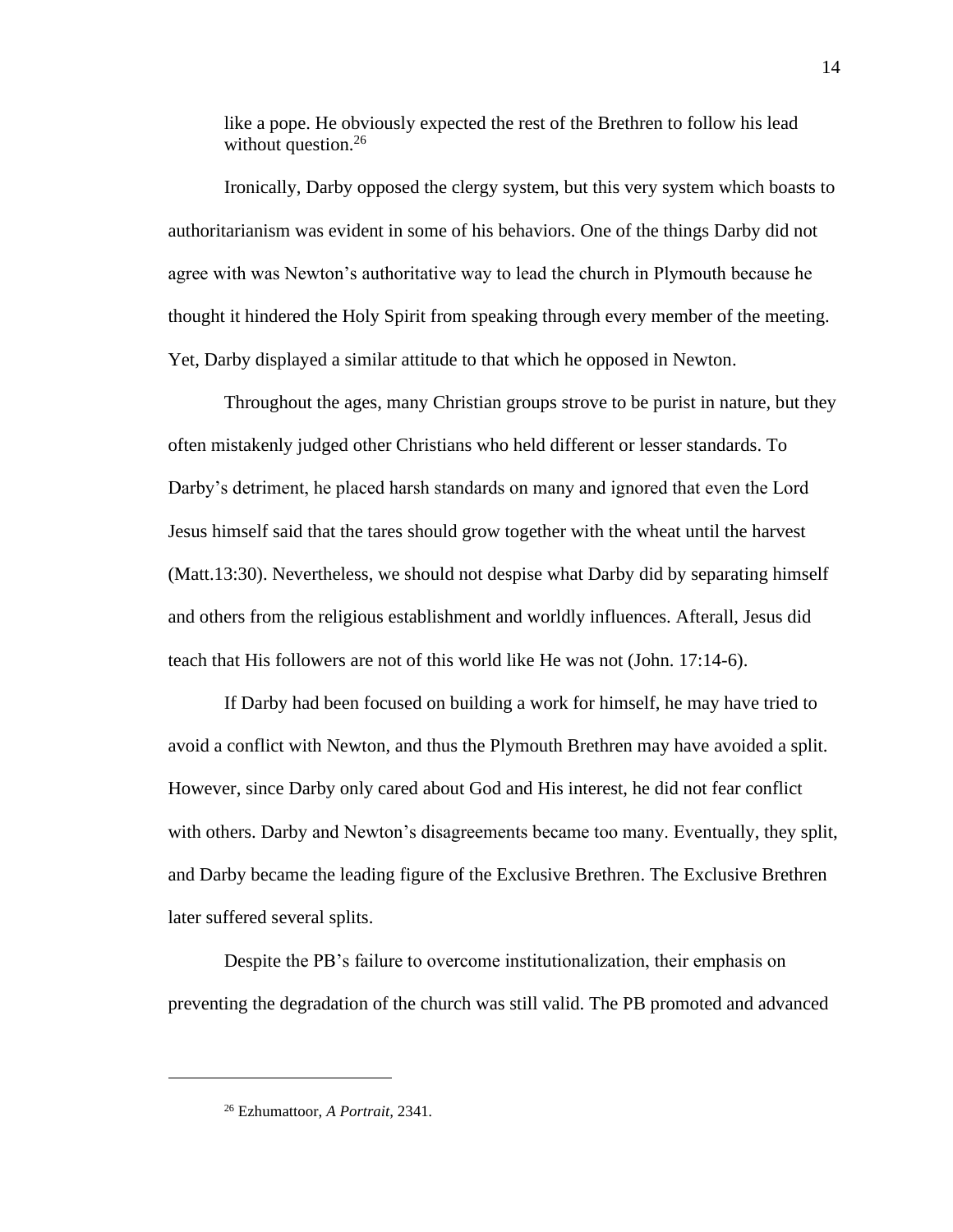> like a pope. He obviously expected the rest of the Brethren to follow his lead without question.[26]

Ironically, Darby opposed the clergy system, but this very system which boasts to authoritarianism was evident in some of his behaviors. One of the things Darby did not agree with was Newton's authoritative way to lead the church in Plymouth because he thought it hindered the Holy Spirit from speaking through every member of the meeting. Yet, Darby displayed a similar attitude to that which he opposed in Newton.

Throughout the ages, many Christian groups strove to be purist in nature, but they often mistakenly judged other Christians who held different or lesser standards. To Darby's detriment, he placed harsh standards on many and ignored that even the Lord Jesus himself said that the tares should grow together with the wheat until the harvest (Matt.13:30). Nevertheless, we should not despise what Darby did by separating himself and others from the religious establishment and worldly influences. Afterall, Jesus did teach that His followers are not of this world like He was not (John. 17:14-6).

If Darby had been focused on building a work for himself, he may have tried to avoid a conflict with Newton, and thus the Plymouth Brethren may have avoided a split. However, since Darby only cared about God and His interest, he did not fear conflict with others. Darby and Newton's disagreements became too many. Eventually, they split, and Darby became the leading figure of the Exclusive Brethren. The Exclusive Brethren later suffered several splits.

Despite the PB's failure to overcome institutionalization, their emphasis on preventing the degradation of the church was still valid. The PB promoted and advanced

---

[26] Ezhumattoor, *A Portrait,* 2341.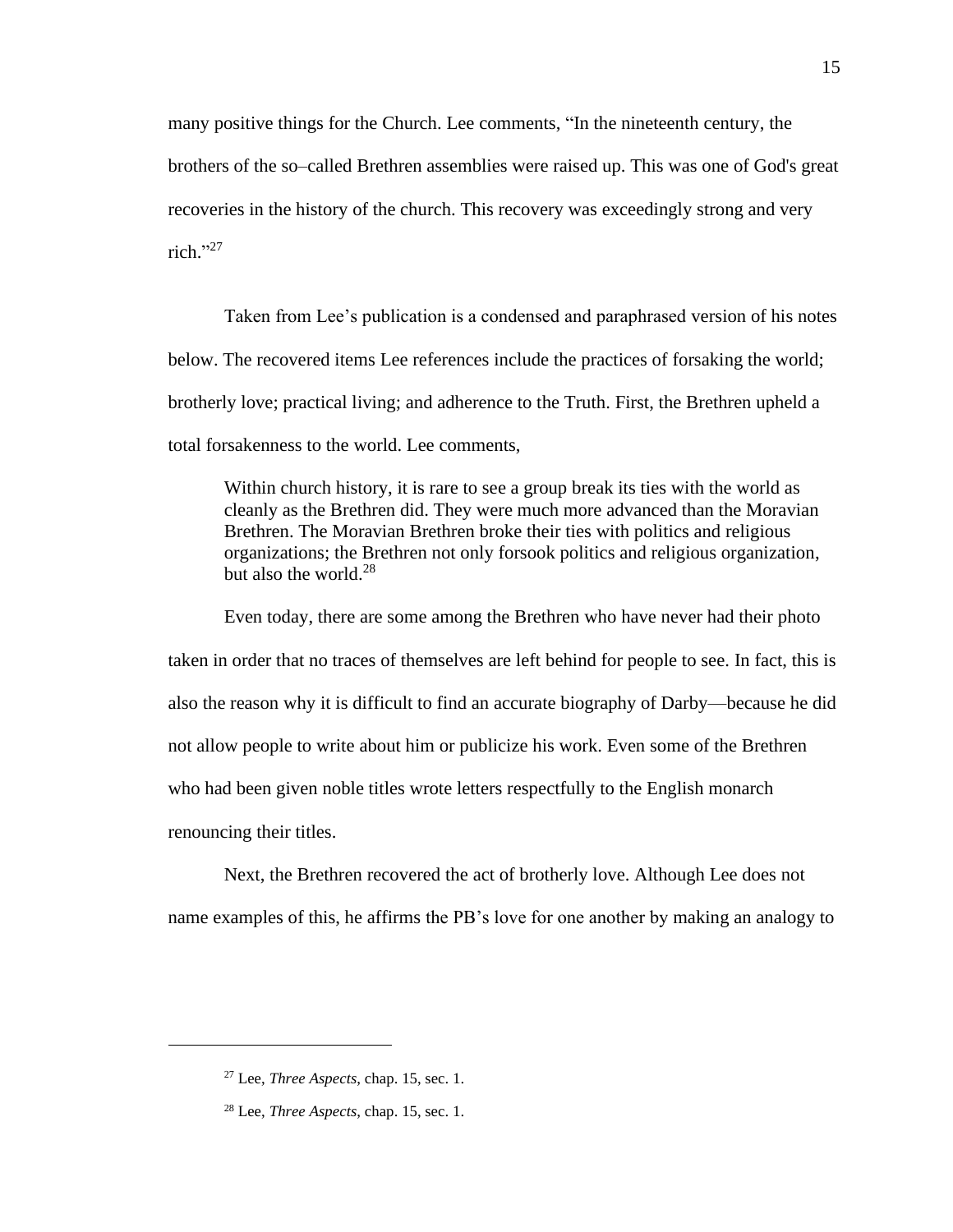many positive things for the Church. Lee comments, "In the nineteenth century, the brothers of the so–called Brethren assemblies were raised up. This was one of God's great recoveries in the history of the church. This recovery was exceedingly strong and very rich."[27]

Taken from Lee's publication is a condensed and paraphrased version of his notes below. The recovered items Lee references include the practices of forsaking the world; brotherly love; practical living; and adherence to the Truth. First, the Brethren upheld a total forsakenness to the world. Lee comments,

> Within church history, it is rare to see a group break its ties with the world as cleanly as the Brethren did. They were much more advanced than the Moravian Brethren. The Moravian Brethren broke their ties with politics and religious organizations; the Brethren not only forsook politics and religious organization, but also the world.[28]

Even today, there are some among the Brethren who have never had their photo taken in order that no traces of themselves are left behind for people to see. In fact, this is also the reason why it is difficult to find an accurate biography of Darby—because he did not allow people to write about him or publicize his work. Even some of the Brethren who had been given noble titles wrote letters respectfully to the English monarch renouncing their titles.

Next, the Brethren recovered the act of brotherly love. Although Lee does not name examples of this, he affirms the PB's love for one another by making an analogy to

---

[27] Lee, *Three Aspects*, chap. 15, sec. 1.

[28] Lee, *Three Aspects*, chap. 15, sec. 1.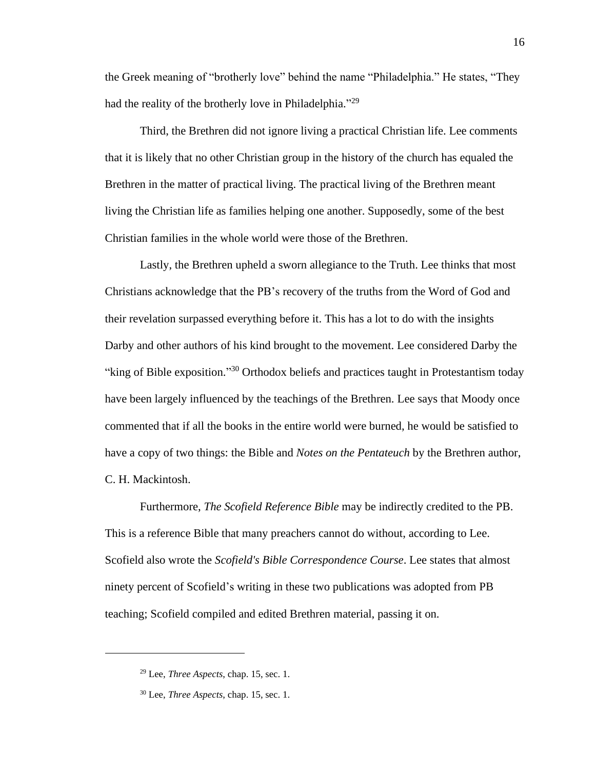the Greek meaning of "brotherly love" behind the name "Philadelphia." He states, "They had the reality of the brotherly love in Philadelphia."[29]

Third, the Brethren did not ignore living a practical Christian life. Lee comments that it is likely that no other Christian group in the history of the church has equaled the Brethren in the matter of practical living. The practical living of the Brethren meant living the Christian life as families helping one another. Supposedly, some of the best Christian families in the whole world were those of the Brethren.

Lastly, the Brethren upheld a sworn allegiance to the Truth. Lee thinks that most Christians acknowledge that the PB's recovery of the truths from the Word of God and their revelation surpassed everything before it. This has a lot to do with the insights Darby and other authors of his kind brought to the movement. Lee considered Darby the "king of Bible exposition."[30] Orthodox beliefs and practices taught in Protestantism today have been largely influenced by the teachings of the Brethren. Lee says that Moody once commented that if all the books in the entire world were burned, he would be satisfied to have a copy of two things: the Bible and *Notes on the Pentateuch* by the Brethren author, C. H. Mackintosh.

Furthermore, *The Scofield Reference Bible* may be indirectly credited to the PB. This is a reference Bible that many preachers cannot do without, according to Lee. Scofield also wrote the *Scofield's Bible Correspondence Course*. Lee states that almost ninety percent of Scofield's writing in these two publications was adopted from PB teaching; Scofield compiled and edited Brethren material, passing it on.

---

[29] Lee, *Three Aspects*, chap. 15, sec. 1.

[30] Lee, *Three Aspects*, chap. 15, sec. 1.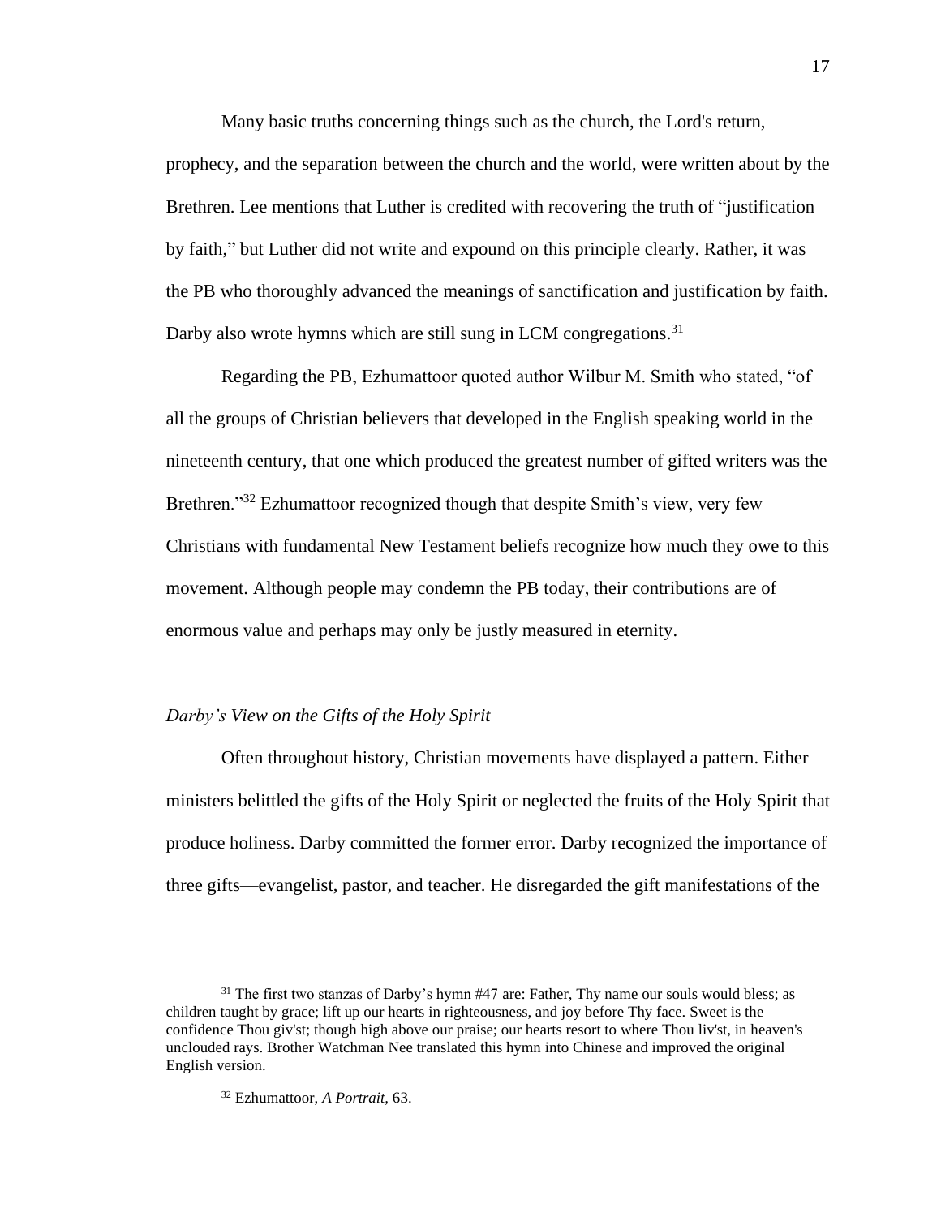Many basic truths concerning things such as the church, the Lord's return, prophecy, and the separation between the church and the world, were written about by the Brethren. Lee mentions that Luther is credited with recovering the truth of "justification by faith," but Luther did not write and expound on this principle clearly. Rather, it was the PB who thoroughly advanced the meanings of sanctification and justification by faith. Darby also wrote hymns which are still sung in LCM congregations.[31]

Regarding the PB, Ezhumattoor quoted author Wilbur M. Smith who stated, "of all the groups of Christian believers that developed in the English speaking world in the nineteenth century, that one which produced the greatest number of gifted writers was the Brethren."[32] Ezhumattoor recognized though that despite Smith's view, very few Christians with fundamental New Testament beliefs recognize how much they owe to this movement. Although people may condemn the PB today, their contributions are of enormous value and perhaps may only be justly measured in eternity.

*Darby's View on the Gifts of the Holy Spirit*

Often throughout history, Christian movements have displayed a pattern. Either ministers belittled the gifts of the Holy Spirit or neglected the fruits of the Holy Spirit that produce holiness. Darby committed the former error. Darby recognized the importance of three gifts—evangelist, pastor, and teacher. He disregarded the gift manifestations of the

---

[31] The first two stanzas of Darby's hymn #47 are: Father, Thy name our souls would bless; as children taught by grace; lift up our hearts in righteousness, and joy before Thy face. Sweet is the confidence Thou giv'st; though high above our praise; our hearts resort to where Thou liv'st, in heaven's unclouded rays. Brother Watchman Nee translated this hymn into Chinese and improved the original English version.

[32] Ezhumattoor, *A Portrait,* 63.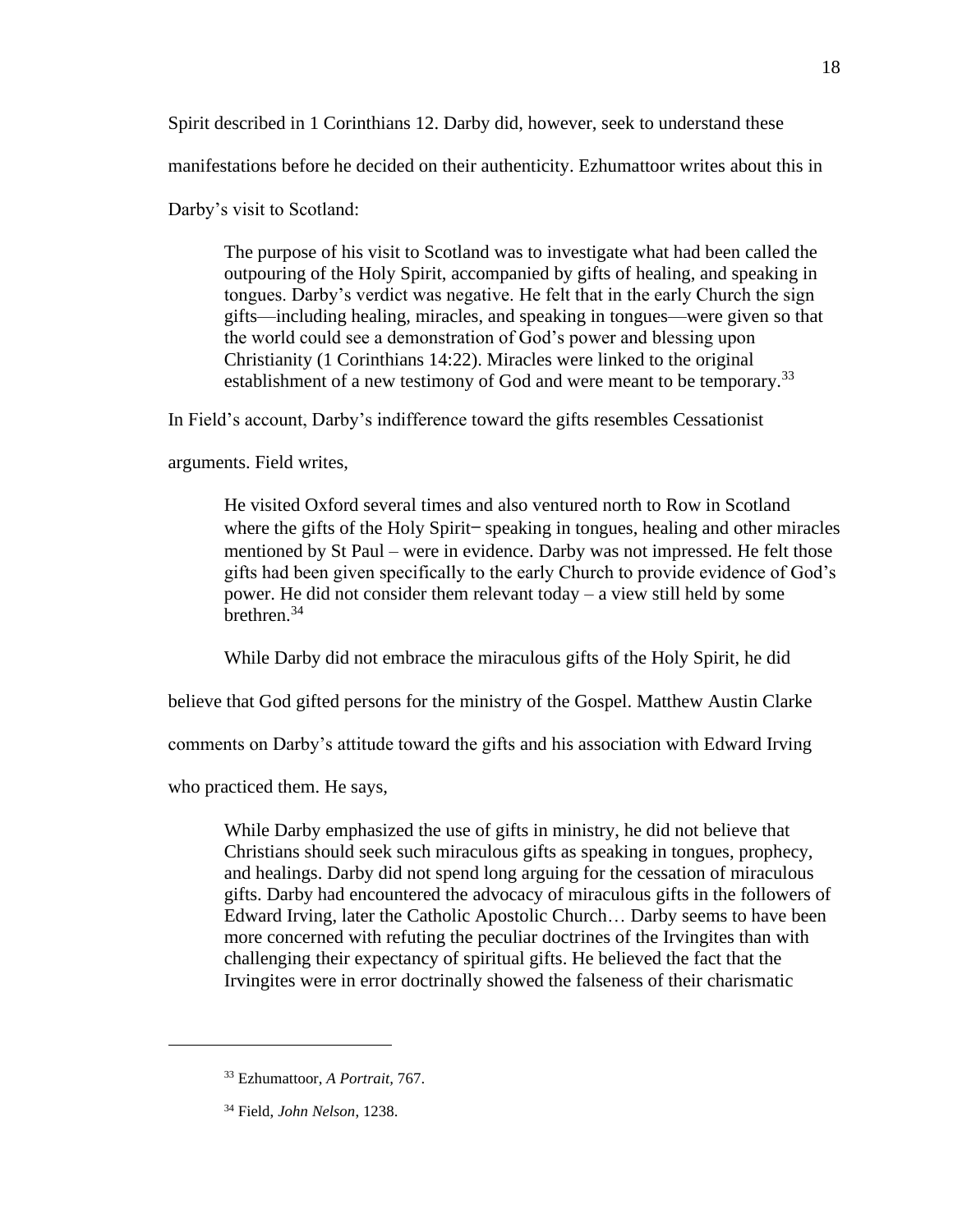Spirit described in 1 Corinthians 12. Darby did, however, seek to understand these manifestations before he decided on their authenticity. Ezhumattoor writes about this in Darby's visit to Scotland:

> The purpose of his visit to Scotland was to investigate what had been called the outpouring of the Holy Spirit, accompanied by gifts of healing, and speaking in tongues. Darby's verdict was negative. He felt that in the early Church the sign gifts—including healing, miracles, and speaking in tongues—were given so that the world could see a demonstration of God's power and blessing upon Christianity (1 Corinthians 14:22). Miracles were linked to the original establishment of a new testimony of God and were meant to be temporary.[33]

In Field's account, Darby's indifference toward the gifts resembles Cessationist arguments. Field writes,

> He visited Oxford several times and also ventured north to Row in Scotland where the gifts of the Holy Spirit– speaking in tongues, healing and other miracles mentioned by St Paul – were in evidence. Darby was not impressed. He felt those gifts had been given specifically to the early Church to provide evidence of God's power. He did not consider them relevant today – a view still held by some brethren.[34]

While Darby did not embrace the miraculous gifts of the Holy Spirit, he did believe that God gifted persons for the ministry of the Gospel. Matthew Austin Clarke comments on Darby's attitude toward the gifts and his association with Edward Irving who practiced them. He says,

> While Darby emphasized the use of gifts in ministry, he did not believe that Christians should seek such miraculous gifts as speaking in tongues, prophecy, and healings. Darby did not spend long arguing for the cessation of miraculous gifts. Darby had encountered the advocacy of miraculous gifts in the followers of Edward Irving, later the Catholic Apostolic Church… Darby seems to have been more concerned with refuting the peculiar doctrines of the Irvingites than with challenging their expectancy of spiritual gifts. He believed the fact that the Irvingites were in error doctrinally showed the falseness of their charismatic

---

[33] Ezhumattoor, *A Portrait*, 767.

[34] Field, *John Nelson*, 1238.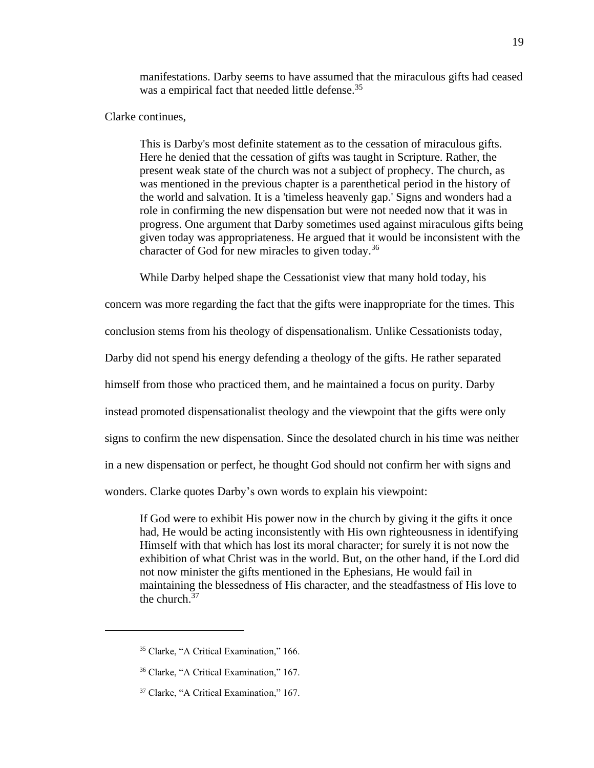> manifestations. Darby seems to have assumed that the miraculous gifts had ceased was a empirical fact that needed little defense.[35]

Clarke continues,

> This is Darby's most definite statement as to the cessation of miraculous gifts. Here he denied that the cessation of gifts was taught in Scripture. Rather, the present weak state of the church was not a subject of prophecy. The church, as was mentioned in the previous chapter is a parenthetical period in the history of the world and salvation. It is a 'timeless heavenly gap.' Signs and wonders had a role in confirming the new dispensation but were not needed now that it was in progress. One argument that Darby sometimes used against miraculous gifts being given today was appropriateness. He argued that it would be inconsistent with the character of God for new miracles to given today.[36]

While Darby helped shape the Cessationist view that many hold today, his concern was more regarding the fact that the gifts were inappropriate for the times. This conclusion stems from his theology of dispensationalism. Unlike Cessationists today, Darby did not spend his energy defending a theology of the gifts. He rather separated himself from those who practiced them, and he maintained a focus on purity. Darby instead promoted dispensationalist theology and the viewpoint that the gifts were only signs to confirm the new dispensation. Since the desolated church in his time was neither in a new dispensation or perfect, he thought God should not confirm her with signs and wonders. Clarke quotes Darby's own words to explain his viewpoint:

> If God were to exhibit His power now in the church by giving it the gifts it once had, He would be acting inconsistently with His own righteousness in identifying Himself with that which has lost its moral character; for surely it is not now the exhibition of what Christ was in the world. But, on the other hand, if the Lord did not now minister the gifts mentioned in the Ephesians, He would fail in maintaining the blessedness of His character, and the steadfastness of His love to the church.[37]

---

[35] Clarke, "A Critical Examination," 166.

[36] Clarke, "A Critical Examination," 167.

[37] Clarke, "A Critical Examination," 167.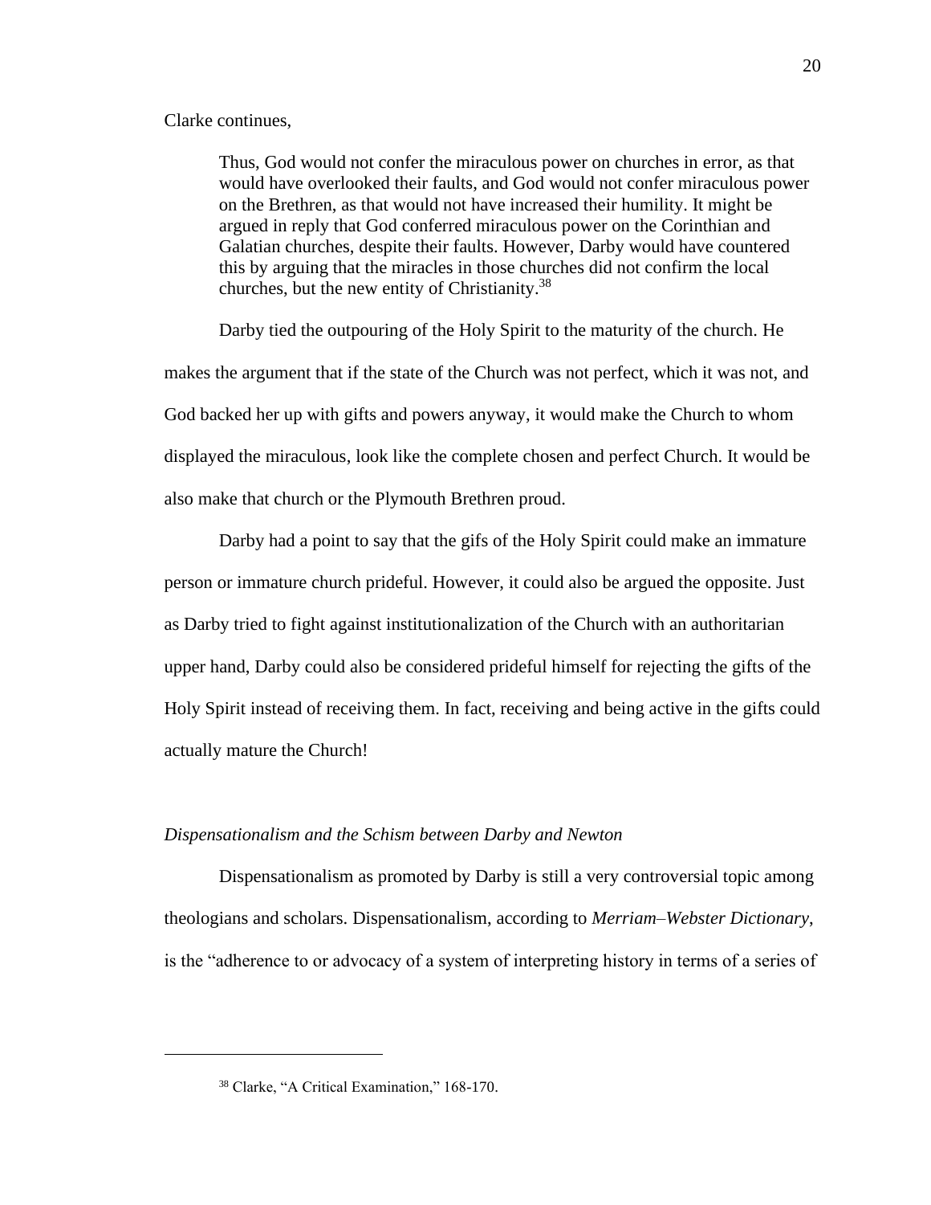Clarke continues,

> Thus, God would not confer the miraculous power on churches in error, as that would have overlooked their faults, and God would not confer miraculous power on the Brethren, as that would not have increased their humility. It might be argued in reply that God conferred miraculous power on the Corinthian and Galatian churches, despite their faults. However, Darby would have countered this by arguing that the miracles in those churches did not confirm the local churches, but the new entity of Christianity.[38]

Darby tied the outpouring of the Holy Spirit to the maturity of the church. He makes the argument that if the state of the Church was not perfect, which it was not, and God backed her up with gifts and powers anyway, it would make the Church to whom displayed the miraculous, look like the complete chosen and perfect Church. It would be also make that church or the Plymouth Brethren proud.

Darby had a point to say that the gifs of the Holy Spirit could make an immature person or immature church prideful. However, it could also be argued the opposite. Just as Darby tried to fight against institutionalization of the Church with an authoritarian upper hand, Darby could also be considered prideful himself for rejecting the gifts of the Holy Spirit instead of receiving them. In fact, receiving and being active in the gifts could actually mature the Church!

*Dispensationalism and the Schism between Darby and Newton*

Dispensationalism as promoted by Darby is still a very controversial topic among theologians and scholars. Dispensationalism, according to *Merriam–Webster Dictionary*, is the "adherence to or advocacy of a system of interpreting history in terms of a series of

---

[38] Clarke, "A Critical Examination," 168-170.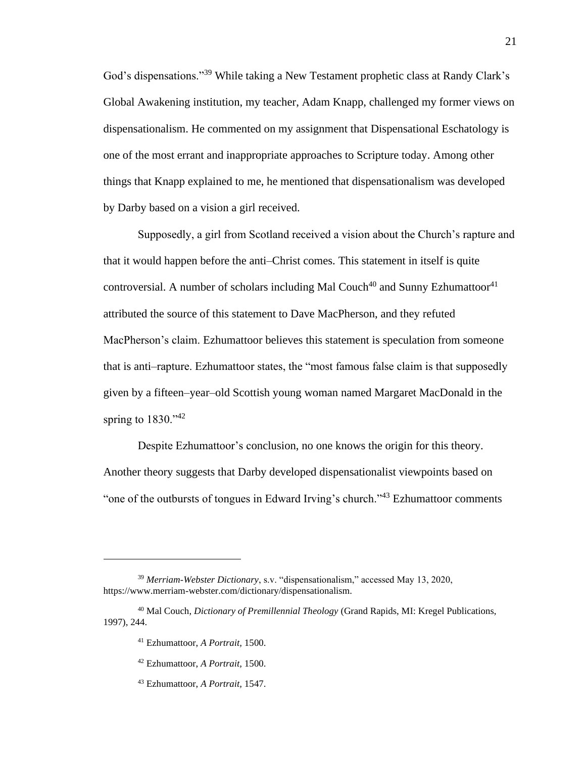God's dispensations."[39] While taking a New Testament prophetic class at Randy Clark's Global Awakening institution, my teacher, Adam Knapp, challenged my former views on dispensationalism. He commented on my assignment that Dispensational Eschatology is one of the most errant and inappropriate approaches to Scripture today. Among other things that Knapp explained to me, he mentioned that dispensationalism was developed by Darby based on a vision a girl received.

Supposedly, a girl from Scotland received a vision about the Church's rapture and that it would happen before the anti–Christ comes. This statement in itself is quite controversial. A number of scholars including Mal Couch[40] and Sunny Ezhumattoor[41] attributed the source of this statement to Dave MacPherson, and they refuted MacPherson's claim. Ezhumattoor believes this statement is speculation from someone that is anti–rapture. Ezhumattoor states, the "most famous false claim is that supposedly given by a fifteen–year–old Scottish young woman named Margaret MacDonald in the spring to 1830."[42]

Despite Ezhumattoor's conclusion, no one knows the origin for this theory. Another theory suggests that Darby developed dispensationalist viewpoints based on "one of the outbursts of tongues in Edward Irving's church."[43] Ezhumattoor comments

---

[39] *Merriam-Webster Dictionary*, s.v. "dispensationalism," accessed May 13, 2020, https://www.merriam-webster.com/dictionary/dispensationalism.

[40] Mal Couch, *Dictionary of Premillennial Theology* (Grand Rapids, MI: Kregel Publications, 1997), 244.

[41] Ezhumattoor, *A Portrait,* 1500.

[42] Ezhumattoor, *A Portrait,* 1500.

[43] Ezhumattoor, *A Portrait,* 1547.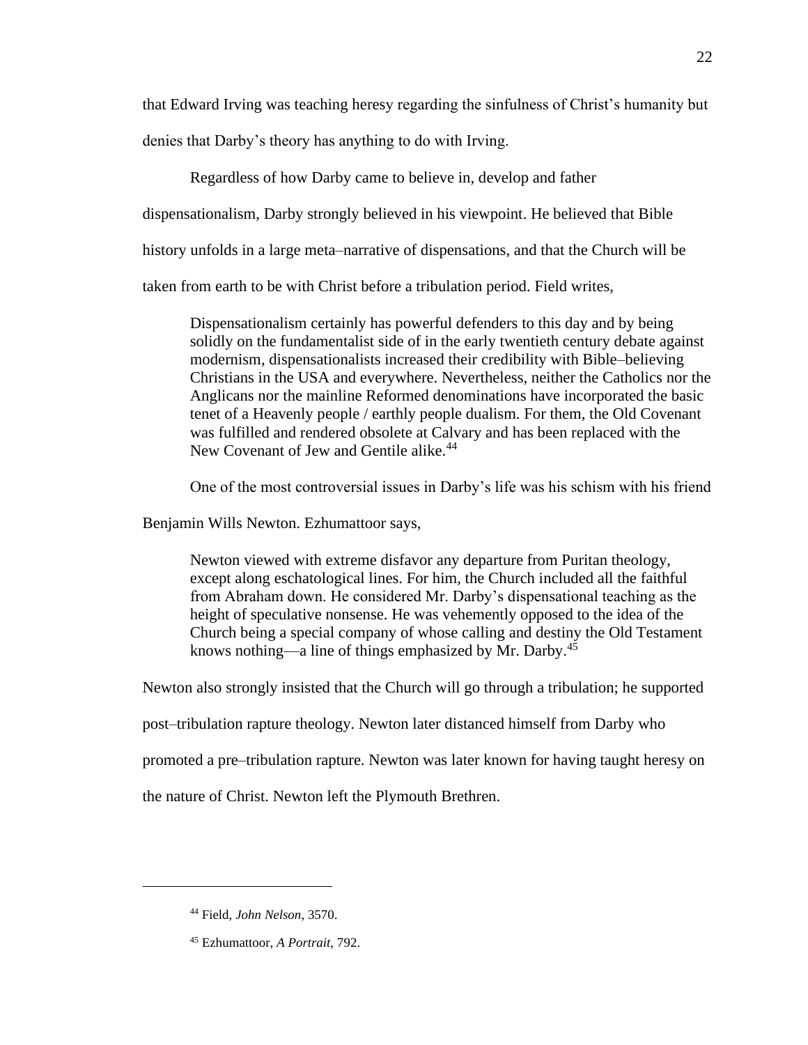that Edward Irving was teaching heresy regarding the sinfulness of Christ's humanity but denies that Darby's theory has anything to do with Irving.

Regardless of how Darby came to believe in, develop and father dispensationalism, Darby strongly believed in his viewpoint. He believed that Bible history unfolds in a large meta–narrative of dispensations, and that the Church will be taken from earth to be with Christ before a tribulation period. Field writes,

> Dispensationalism certainly has powerful defenders to this day and by being solidly on the fundamentalist side of in the early twentieth century debate against modernism, dispensationalists increased their credibility with Bible–believing Christians in the USA and everywhere. Nevertheless, neither the Catholics nor the Anglicans nor the mainline Reformed denominations have incorporated the basic tenet of a Heavenly people / earthly people dualism. For them, the Old Covenant was fulfilled and rendered obsolete at Calvary and has been replaced with the New Covenant of Jew and Gentile alike.[44]

One of the most controversial issues in Darby's life was his schism with his friend Benjamin Wills Newton. Ezhumattoor says,

> Newton viewed with extreme disfavor any departure from Puritan theology, except along eschatological lines. For him, the Church included all the faithful from Abraham down. He considered Mr. Darby's dispensational teaching as the height of speculative nonsense. He was vehemently opposed to the idea of the Church being a special company of whose calling and destiny the Old Testament knows nothing—a line of things emphasized by Mr. Darby.[45]

Newton also strongly insisted that the Church will go through a tribulation; he supported post–tribulation rapture theology. Newton later distanced himself from Darby who promoted a pre–tribulation rapture. Newton was later known for having taught heresy on the nature of Christ. Newton left the Plymouth Brethren.

---

[44] Field, *John Nelson*, 3570.

[45] Ezhumattoor, *A Portrait*, 792.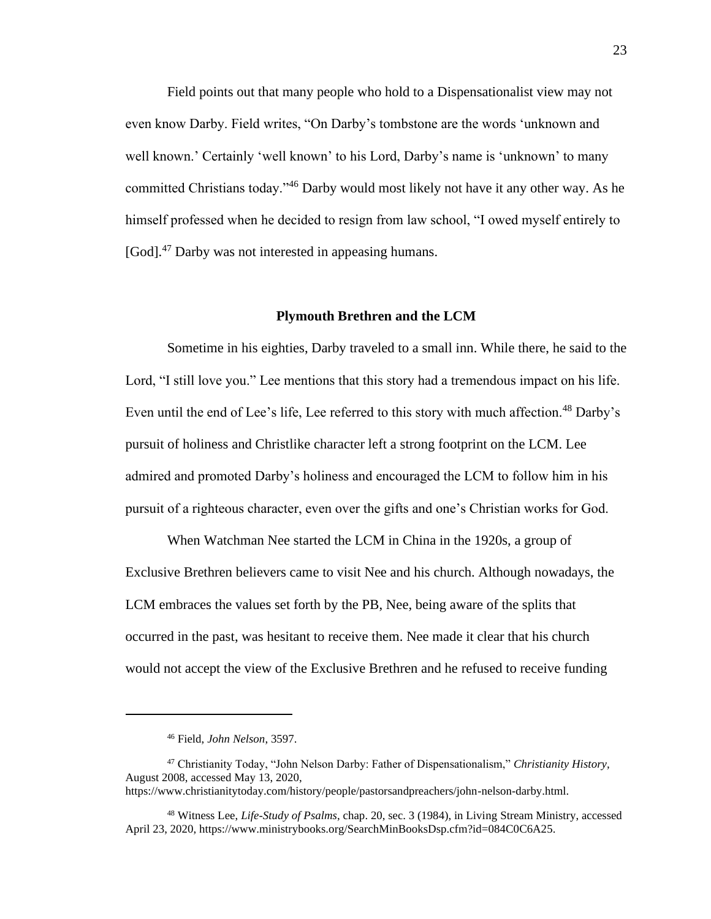Field points out that many people who hold to a Dispensationalist view may not even know Darby. Field writes, "On Darby's tombstone are the words 'unknown and well known.' Certainly 'well known' to his Lord, Darby's name is 'unknown' to many committed Christians today."[46] Darby would most likely not have it any other way. As he himself professed when he decided to resign from law school, "I owed myself entirely to [God].[47] Darby was not interested in appeasing humans.

### Plymouth Brethren and the LCM

Sometime in his eighties, Darby traveled to a small inn. While there, he said to the Lord, "I still love you." Lee mentions that this story had a tremendous impact on his life. Even until the end of Lee's life, Lee referred to this story with much affection.[48] Darby's pursuit of holiness and Christlike character left a strong footprint on the LCM. Lee admired and promoted Darby's holiness and encouraged the LCM to follow him in his pursuit of a righteous character, even over the gifts and one's Christian works for God.

When Watchman Nee started the LCM in China in the 1920s, a group of Exclusive Brethren believers came to visit Nee and his church. Although nowadays, the LCM embraces the values set forth by the PB, Nee, being aware of the splits that occurred in the past, was hesitant to receive them. Nee made it clear that his church would not accept the view of the Exclusive Brethren and he refused to receive funding

---

[46] Field, *John Nelson*, 3597.

[47] Christianity Today, "John Nelson Darby: Father of Dispensationalism," *Christianity History*, August 2008, accessed May 13, 2020, https://www.christianitytoday.com/history/people/pastorsandpreachers/john-nelson-darby.html.

[48] Witness Lee, *Life-Study of Psalms*, chap. 20, sec. 3 (1984), in Living Stream Ministry, accessed April 23, 2020, https://www.ministrybooks.org/SearchMinBooksDsp.cfm?id=084C0C6A25.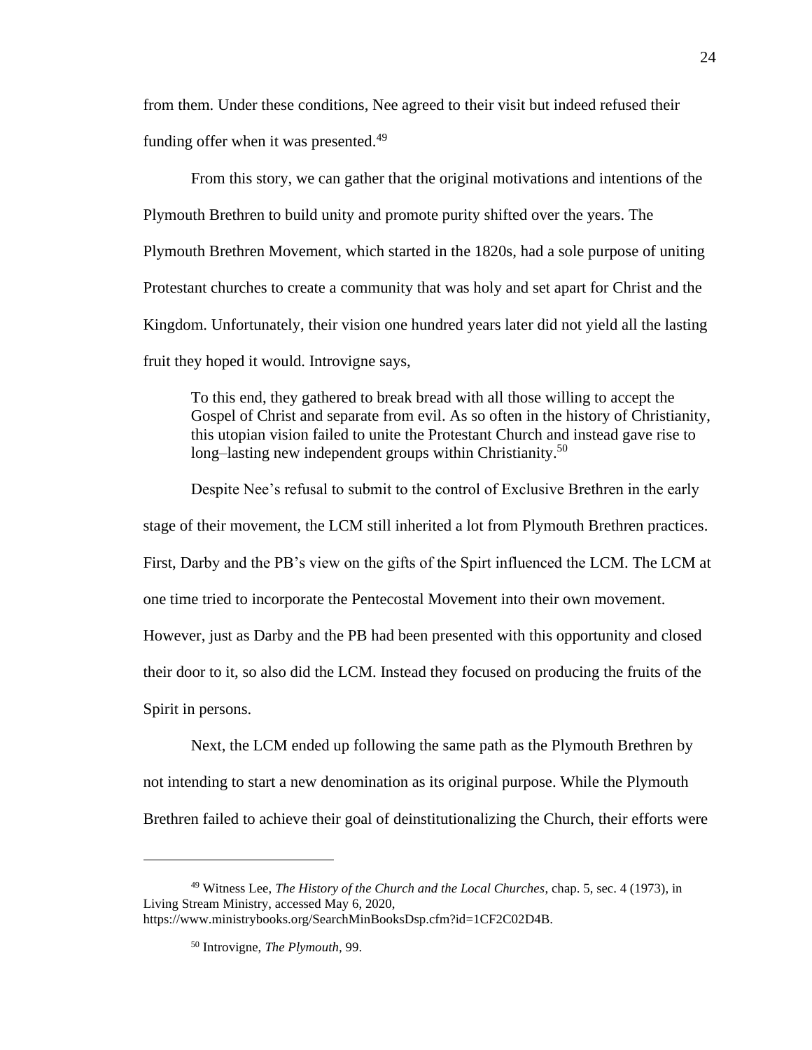from them. Under these conditions, Nee agreed to their visit but indeed refused their funding offer when it was presented.[49]

From this story, we can gather that the original motivations and intentions of the Plymouth Brethren to build unity and promote purity shifted over the years. The Plymouth Brethren Movement, which started in the 1820s, had a sole purpose of uniting Protestant churches to create a community that was holy and set apart for Christ and the Kingdom. Unfortunately, their vision one hundred years later did not yield all the lasting fruit they hoped it would. Introvigne says,

> To this end, they gathered to break bread with all those willing to accept the Gospel of Christ and separate from evil. As so often in the history of Christianity, this utopian vision failed to unite the Protestant Church and instead gave rise to long–lasting new independent groups within Christianity.[50]

Despite Nee's refusal to submit to the control of Exclusive Brethren in the early stage of their movement, the LCM still inherited a lot from Plymouth Brethren practices. First, Darby and the PB's view on the gifts of the Spirt influenced the LCM. The LCM at one time tried to incorporate the Pentecostal Movement into their own movement. However, just as Darby and the PB had been presented with this opportunity and closed their door to it, so also did the LCM. Instead they focused on producing the fruits of the Spirit in persons.

Next, the LCM ended up following the same path as the Plymouth Brethren by not intending to start a new denomination as its original purpose. While the Plymouth Brethren failed to achieve their goal of deinstitutionalizing the Church, their efforts were

---

[49] Witness Lee, *The History of the Church and the Local Churches*, chap. 5, sec. 4 (1973), in Living Stream Ministry, accessed May 6, 2020, https://www.ministrybooks.org/SearchMinBooksDsp.cfm?id=1CF2C02D4B.

[50] Introvigne, *The Plymouth*, 99.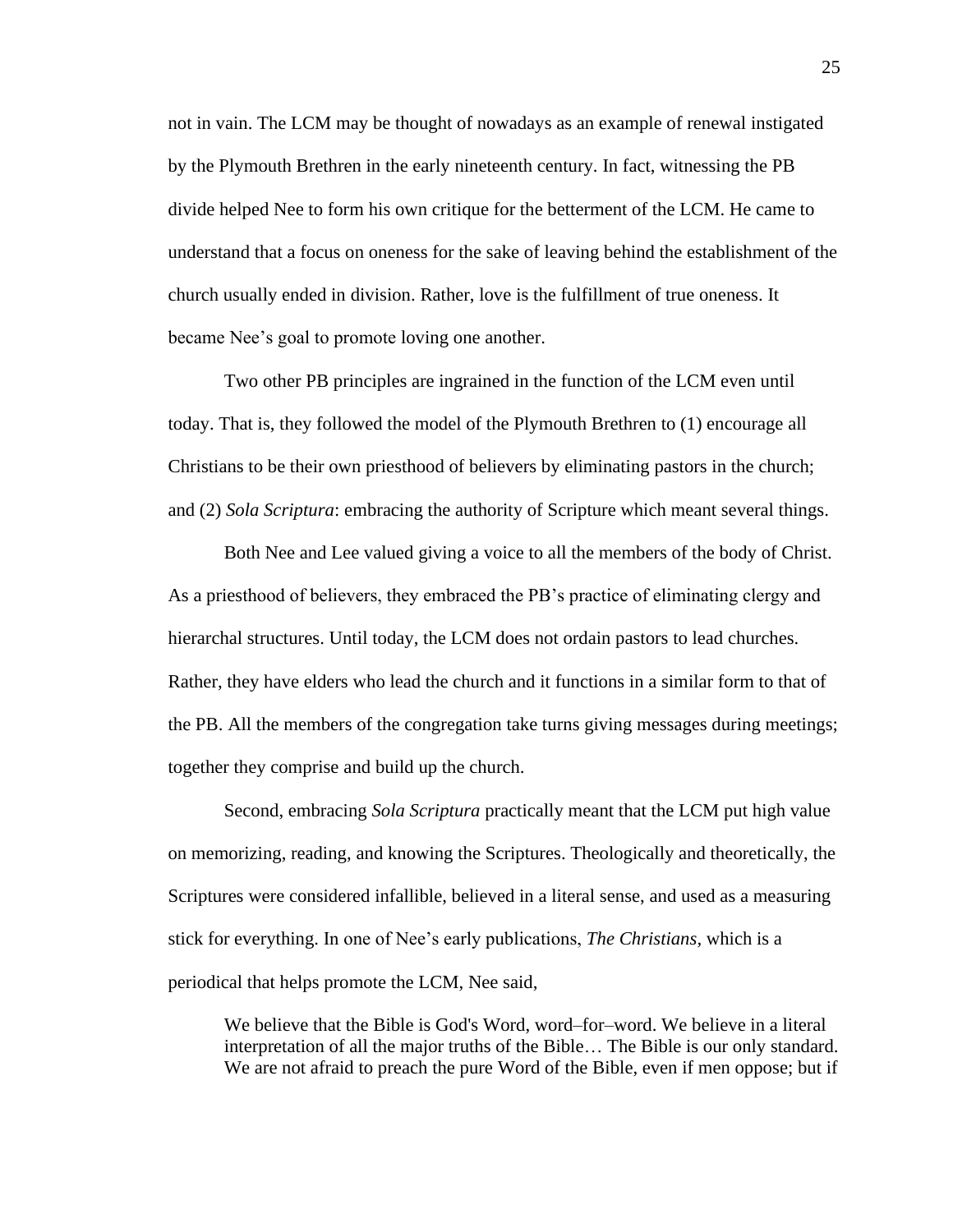not in vain. The LCM may be thought of nowadays as an example of renewal instigated by the Plymouth Brethren in the early nineteenth century. In fact, witnessing the PB divide helped Nee to form his own critique for the betterment of the LCM. He came to understand that a focus on oneness for the sake of leaving behind the establishment of the church usually ended in division. Rather, love is the fulfillment of true oneness. It became Nee's goal to promote loving one another.

Two other PB principles are ingrained in the function of the LCM even until today. That is, they followed the model of the Plymouth Brethren to (1) encourage all Christians to be their own priesthood of believers by eliminating pastors in the church; and (2) *Sola Scriptura*: embracing the authority of Scripture which meant several things.

Both Nee and Lee valued giving a voice to all the members of the body of Christ. As a priesthood of believers, they embraced the PB's practice of eliminating clergy and hierarchal structures. Until today, the LCM does not ordain pastors to lead churches. Rather, they have elders who lead the church and it functions in a similar form to that of the PB. All the members of the congregation take turns giving messages during meetings; together they comprise and build up the church.

Second, embracing *Sola Scriptura* practically meant that the LCM put high value on memorizing, reading, and knowing the Scriptures. Theologically and theoretically, the Scriptures were considered infallible, believed in a literal sense, and used as a measuring stick for everything. In one of Nee's early publications, *The Christians*, which is a periodical that helps promote the LCM, Nee said,

> We believe that the Bible is God's Word, word–for–word. We believe in a literal interpretation of all the major truths of the Bible… The Bible is our only standard. We are not afraid to preach the pure Word of the Bible, even if men oppose; but if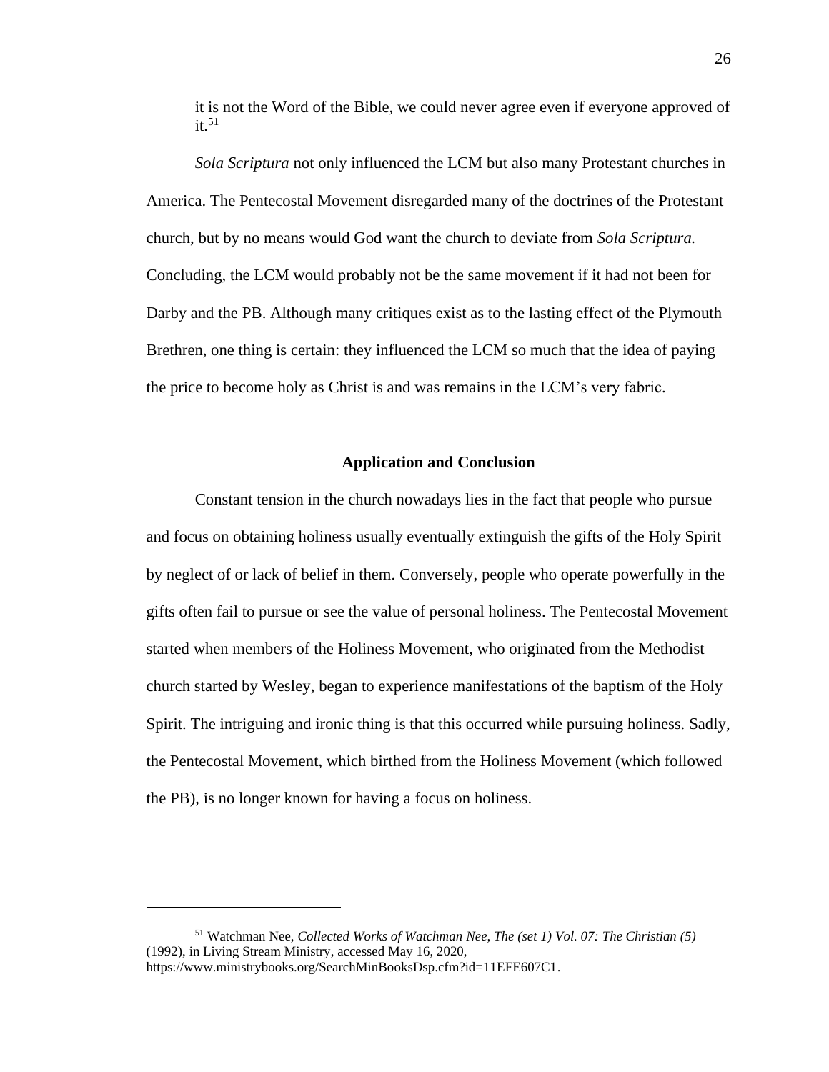> it is not the Word of the Bible, we could never agree even if everyone approved of it.[51]

*Sola Scriptura* not only influenced the LCM but also many Protestant churches in America. The Pentecostal Movement disregarded many of the doctrines of the Protestant church, but by no means would God want the church to deviate from *Sola Scriptura.* Concluding, the LCM would probably not be the same movement if it had not been for Darby and the PB. Although many critiques exist as to the lasting effect of the Plymouth Brethren, one thing is certain: they influenced the LCM so much that the idea of paying the price to become holy as Christ is and was remains in the LCM's very fabric.

## Application and Conclusion

Constant tension in the church nowadays lies in the fact that people who pursue and focus on obtaining holiness usually eventually extinguish the gifts of the Holy Spirit by neglect of or lack of belief in them. Conversely, people who operate powerfully in the gifts often fail to pursue or see the value of personal holiness. The Pentecostal Movement started when members of the Holiness Movement, who originated from the Methodist church started by Wesley, began to experience manifestations of the baptism of the Holy Spirit. The intriguing and ironic thing is that this occurred while pursuing holiness. Sadly, the Pentecostal Movement, which birthed from the Holiness Movement (which followed the PB), is no longer known for having a focus on holiness.

---

[51] Watchman Nee, *Collected Works of Watchman Nee, The (set 1) Vol. 07: The Christian (5)* (1992), in Living Stream Ministry, accessed May 16, 2020, https://www.ministrybooks.org/SearchMinBooksDsp.cfm?id=11EFE607C1.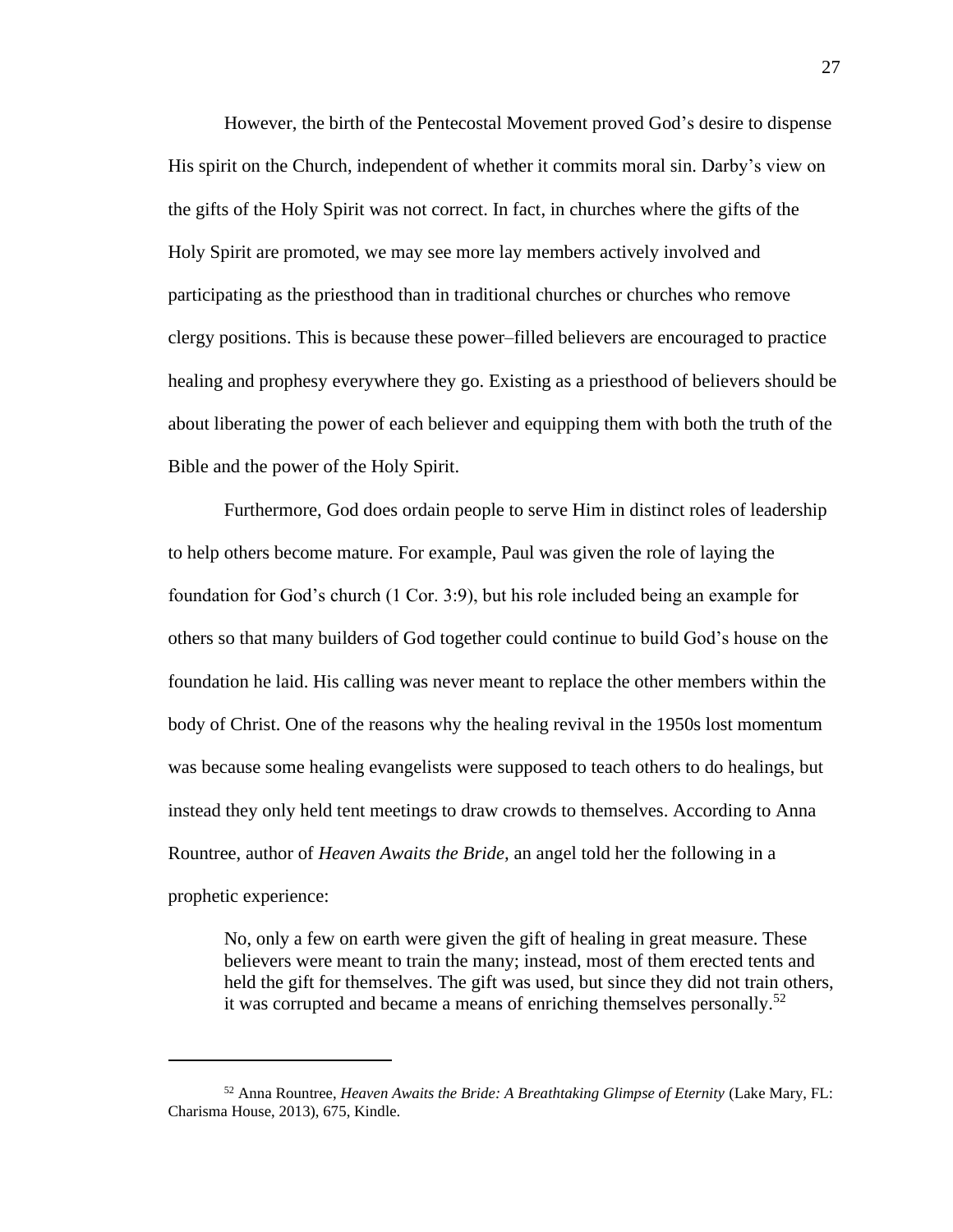However, the birth of the Pentecostal Movement proved God's desire to dispense His spirit on the Church, independent of whether it commits moral sin. Darby's view on the gifts of the Holy Spirit was not correct. In fact, in churches where the gifts of the Holy Spirit are promoted, we may see more lay members actively involved and participating as the priesthood than in traditional churches or churches who remove clergy positions. This is because these power–filled believers are encouraged to practice healing and prophesy everywhere they go. Existing as a priesthood of believers should be about liberating the power of each believer and equipping them with both the truth of the Bible and the power of the Holy Spirit.

Furthermore, God does ordain people to serve Him in distinct roles of leadership to help others become mature. For example, Paul was given the role of laying the foundation for God's church (1 Cor. 3:9), but his role included being an example for others so that many builders of God together could continue to build God's house on the foundation he laid. His calling was never meant to replace the other members within the body of Christ. One of the reasons why the healing revival in the 1950s lost momentum was because some healing evangelists were supposed to teach others to do healings, but instead they only held tent meetings to draw crowds to themselves. According to Anna Rountree, author of *Heaven Awaits the Bride,* an angel told her the following in a prophetic experience:

> No, only a few on earth were given the gift of healing in great measure. These believers were meant to train the many; instead, most of them erected tents and held the gift for themselves. The gift was used, but since they did not train others, it was corrupted and became a means of enriching themselves personally.[52]

---

[52] Anna Rountree, *Heaven Awaits the Bride: A Breathtaking Glimpse of Eternity* (Lake Mary, FL: Charisma House, 2013), 675, Kindle.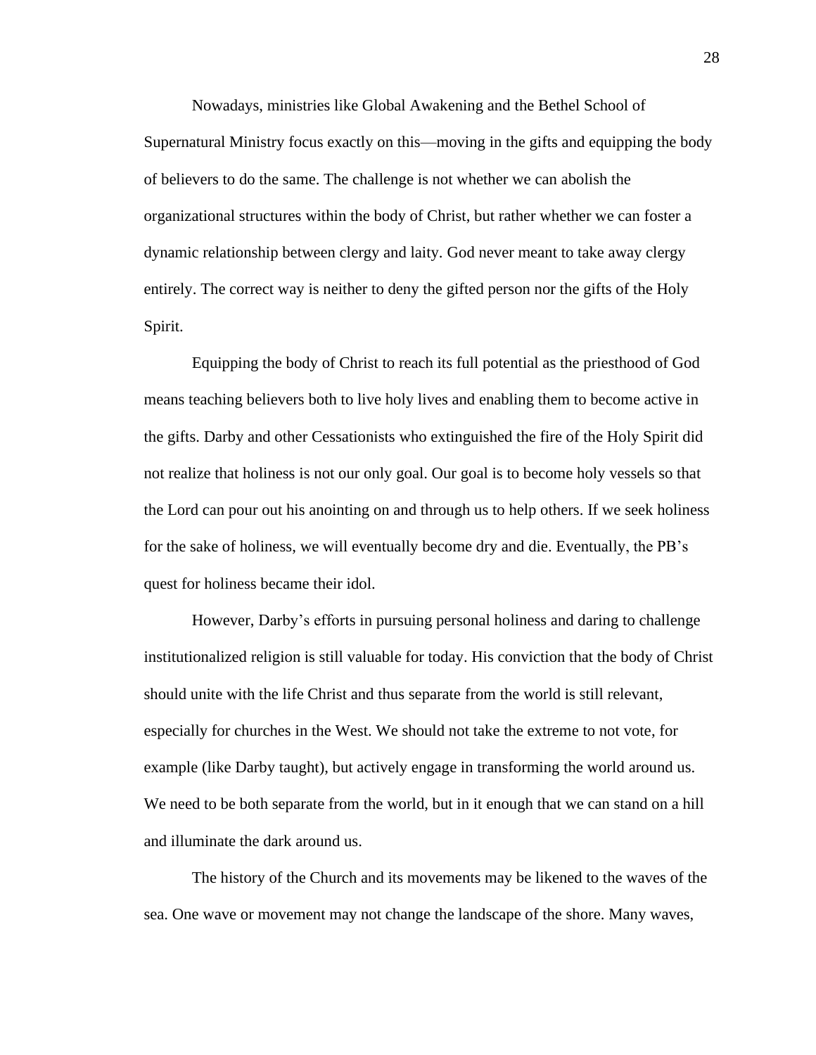Nowadays, ministries like Global Awakening and the Bethel School of Supernatural Ministry focus exactly on this—moving in the gifts and equipping the body of believers to do the same. The challenge is not whether we can abolish the organizational structures within the body of Christ, but rather whether we can foster a dynamic relationship between clergy and laity. God never meant to take away clergy entirely. The correct way is neither to deny the gifted person nor the gifts of the Holy Spirit.

Equipping the body of Christ to reach its full potential as the priesthood of God means teaching believers both to live holy lives and enabling them to become active in the gifts. Darby and other Cessationists who extinguished the fire of the Holy Spirit did not realize that holiness is not our only goal. Our goal is to become holy vessels so that the Lord can pour out his anointing on and through us to help others. If we seek holiness for the sake of holiness, we will eventually become dry and die. Eventually, the PB's quest for holiness became their idol.

However, Darby's efforts in pursuing personal holiness and daring to challenge institutionalized religion is still valuable for today. His conviction that the body of Christ should unite with the life Christ and thus separate from the world is still relevant, especially for churches in the West. We should not take the extreme to not vote, for example (like Darby taught), but actively engage in transforming the world around us. We need to be both separate from the world, but in it enough that we can stand on a hill and illuminate the dark around us.

The history of the Church and its movements may be likened to the waves of the sea. One wave or movement may not change the landscape of the shore. Many waves,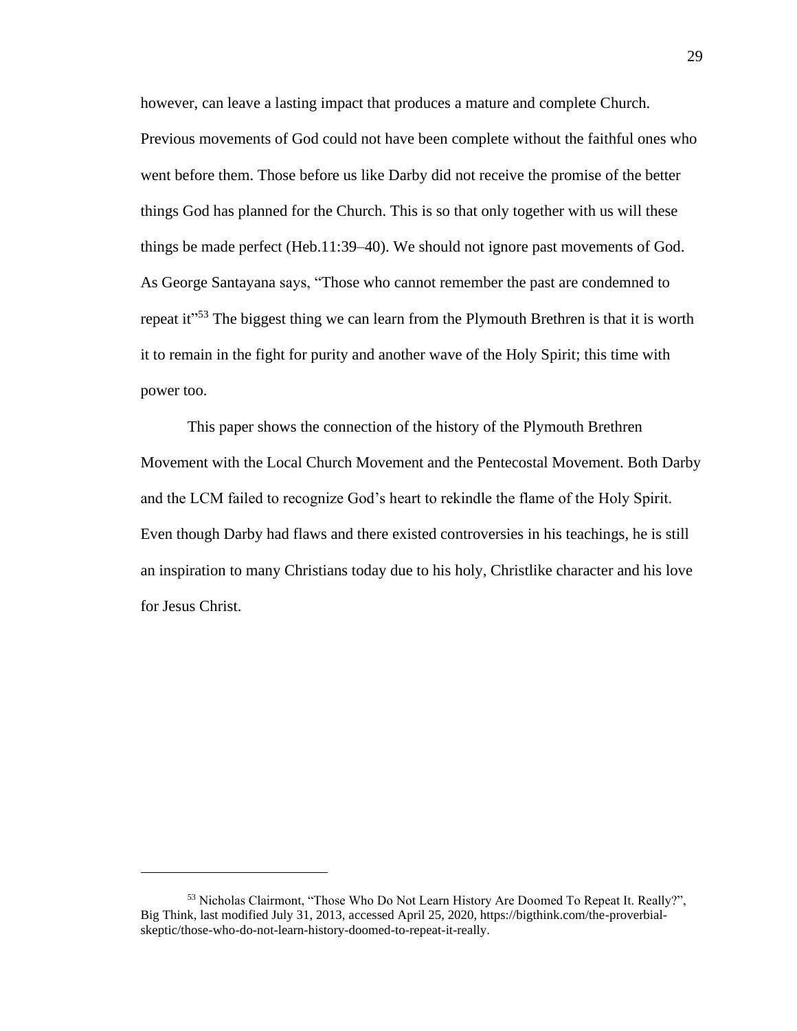however, can leave a lasting impact that produces a mature and complete Church. Previous movements of God could not have been complete without the faithful ones who went before them. Those before us like Darby did not receive the promise of the better things God has planned for the Church. This is so that only together with us will these things be made perfect (Heb.11:39–40). We should not ignore past movements of God. As George Santayana says, "Those who cannot remember the past are condemned to repeat it"[53] The biggest thing we can learn from the Plymouth Brethren is that it is worth it to remain in the fight for purity and another wave of the Holy Spirit; this time with power too.

This paper shows the connection of the history of the Plymouth Brethren Movement with the Local Church Movement and the Pentecostal Movement. Both Darby and the LCM failed to recognize God's heart to rekindle the flame of the Holy Spirit. Even though Darby had flaws and there existed controversies in his teachings, he is still an inspiration to many Christians today due to his holy, Christlike character and his love for Jesus Christ.

---

[53] Nicholas Clairmont, "Those Who Do Not Learn History Are Doomed To Repeat It. Really?", Big Think, last modified July 31, 2013, accessed April 25, 2020, https://bigthink.com/the-proverbial-skeptic/those-who-do-not-learn-history-doomed-to-repeat-it-really.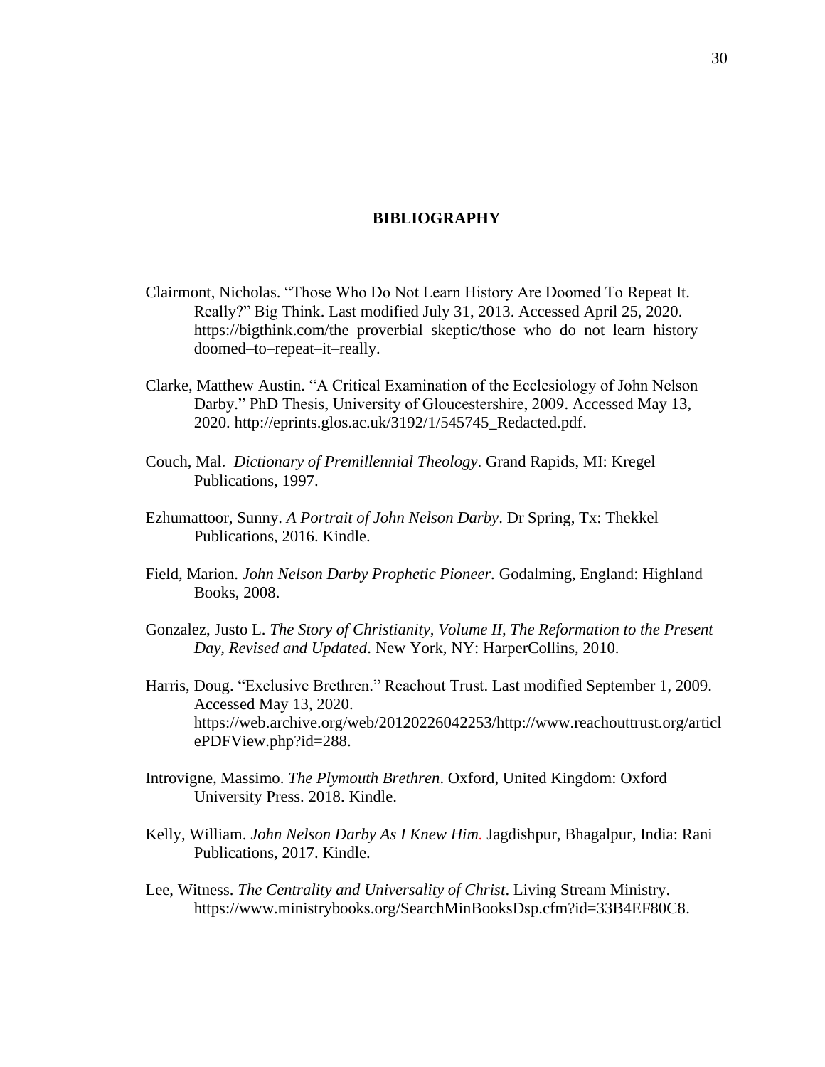# BIBLIOGRAPHY

Clairmont, Nicholas. "Those Who Do Not Learn History Are Doomed To Repeat It. Really?" Big Think. Last modified July 31, 2013. Accessed April 25, 2020. https://bigthink.com/the–proverbial–skeptic/those–who–do–not–learn–history–doomed–to–repeat–it–really.

Clarke, Matthew Austin. "A Critical Examination of the Ecclesiology of John Nelson Darby." PhD Thesis, University of Gloucestershire, 2009. Accessed May 13, 2020. http://eprints.glos.ac.uk/3192/1/545745_Redacted.pdf.

Couch, Mal. *Dictionary of Premillennial Theology*. Grand Rapids, MI: Kregel Publications, 1997.

Ezhumattoor, Sunny. *A Portrait of John Nelson Darby*. Dr Spring, Tx: Thekkel Publications, 2016. Kindle.

Field, Marion. *John Nelson Darby Prophetic Pioneer.* Godalming, England: Highland Books, 2008.

Gonzalez, Justo L. *The Story of Christianity, Volume II, The Reformation to the Present Day, Revised and Updated*. New York, NY: HarperCollins, 2010.

Harris, Doug. "Exclusive Brethren." Reachout Trust. Last modified September 1, 2009. Accessed May 13, 2020. https://web.archive.org/web/20120226042253/http://www.reachouttrust.org/articlePDFView.php?id=288.

Introvigne, Massimo. *The Plymouth Brethren*. Oxford, United Kingdom: Oxford University Press. 2018. Kindle.

Kelly, William. *John Nelson Darby As I Knew Him.* Jagdishpur, Bhagalpur, India: Rani Publications, 2017. Kindle.

Lee, Witness. *The Centrality and Universality of Christ*. Living Stream Ministry. https://www.ministrybooks.org/SearchMinBooksDsp.cfm?id=33B4EF80C8.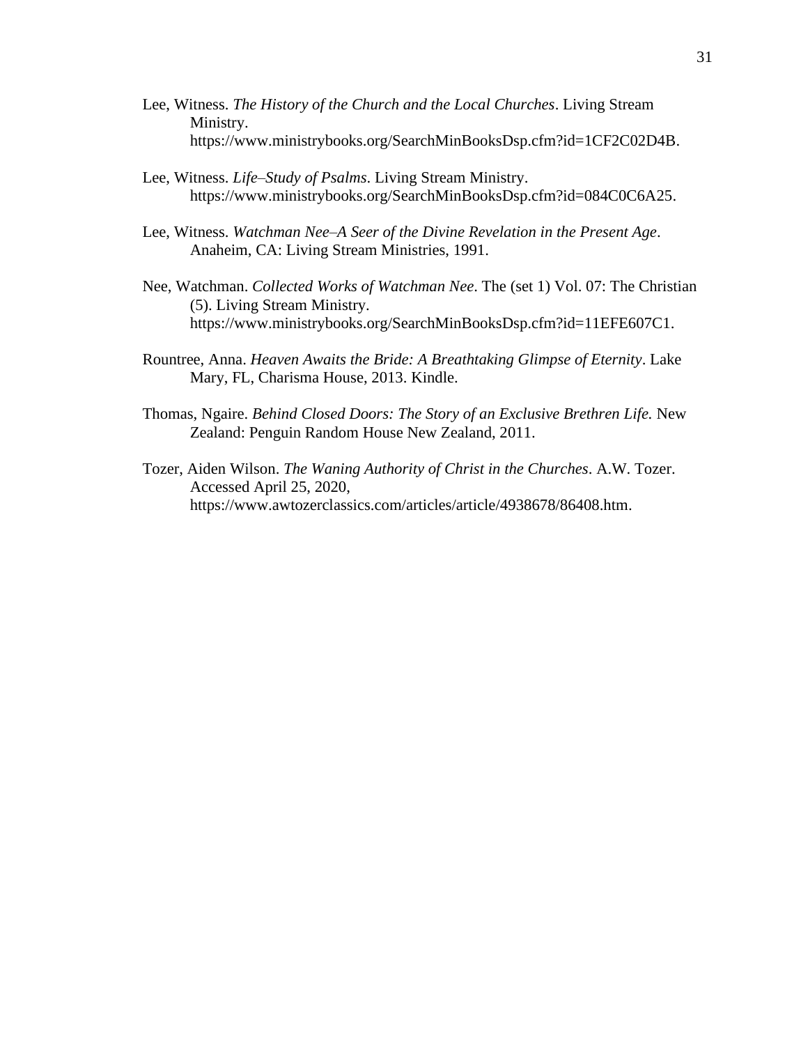Lee, Witness. *The History of the Church and the Local Churches*. Living Stream Ministry. https://www.ministrybooks.org/SearchMinBooksDsp.cfm?id=1CF2C02D4B.

Lee, Witness. *Life–Study of Psalms*. Living Stream Ministry. https://www.ministrybooks.org/SearchMinBooksDsp.cfm?id=084C0C6A25.

Lee, Witness. *Watchman Nee–A Seer of the Divine Revelation in the Present Age*. Anaheim, CA: Living Stream Ministries, 1991.

Nee, Watchman. *Collected Works of Watchman Nee*. The (set 1) Vol. 07: The Christian (5). Living Stream Ministry. https://www.ministrybooks.org/SearchMinBooksDsp.cfm?id=11EFE607C1.

Rountree, Anna. *Heaven Awaits the Bride: A Breathtaking Glimpse of Eternity*. Lake Mary, FL, Charisma House, 2013. Kindle.

Thomas, Ngaire. *Behind Closed Doors: The Story of an Exclusive Brethren Life.* New Zealand: Penguin Random House New Zealand, 2011.

Tozer, Aiden Wilson. *The Waning Authority of Christ in the Churches*. A.W. Tozer. Accessed April 25, 2020, https://www.awtozerclassics.com/articles/article/4938678/86408.htm.